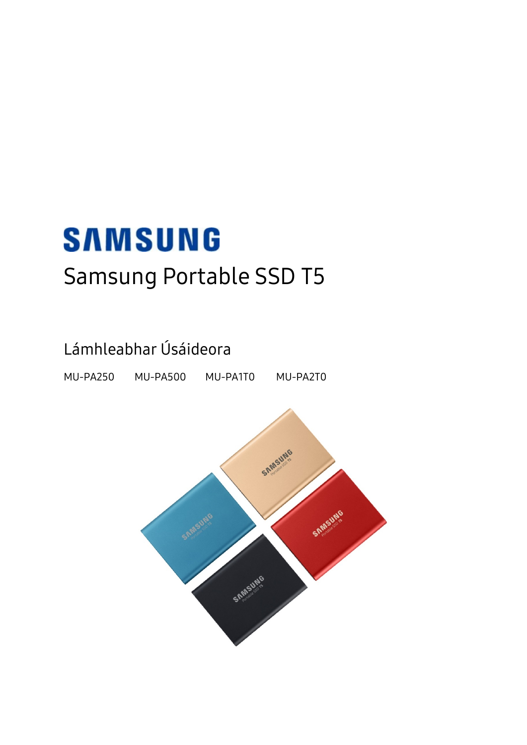# SAMSUNG

# Samsung Portable SSD T5

## Lámhleabhar Úsáideora

MU-PA250 MU-PA500 MU-PA1T0 MU-PA2T0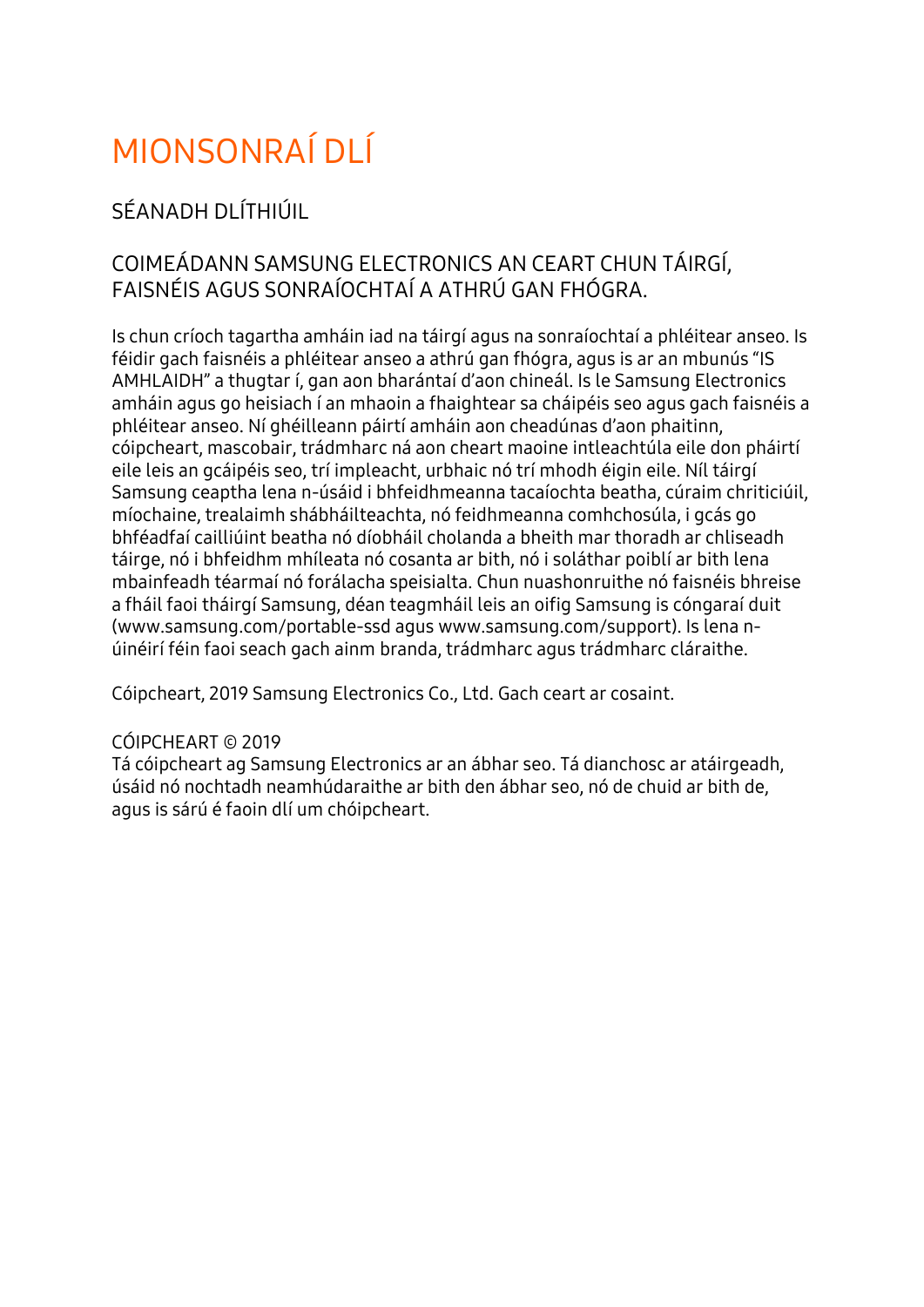# MIONSONRAÍ DLÍ

## SÉANADH DLÍTHIÚIL

### COIMEÁDANN SAMSUNG ELECTRONICS AN CEART CHUN TÁIRGÍ, FAISNÉIS AGUS SONRAÍOCHTAÍ A ATHRÚ GAN FHÓGRA.

Is chun críoch tagartha amháin iad na táirgí agus na sonraíochtaí a phléitear anseo. Is féidir gach faisnéis a phléitear anseo a athrú gan fhógra, agus is ar an mbunús "IS AMHLAIDH" a thugtar í, gan aon bharántaí d'aon chineál. Is le Samsung Electronics amháin agus go heisiach í an mhaoin a fhaightear sa cháipéis seo agus gach faisnéis a phléitear anseo. Ní ghéilleann páirtí amháin aon cheadúnas d'aon phaitinn, cóipcheart, mascobair, trádmharc ná aon cheart maoine intleachtúla eile don pháirtí eile leis an gcáipéis seo, trí impleacht, urbhaic nó trí mhodh éigin eile. Níl táirgí Samsung ceaptha lena n-úsáid i bhfeidhmeanna tacaíochta beatha, cúraim chriticiúil, míochaine, trealaimh shábháilteachta, nó feidhmeanna comhchosúla, i gcás go bhféadfaí cailliúint beatha nó díobháil cholanda a bheith mar thoradh ar chliseadh táirge, nó i bhfeidhm mhíleata nó cosanta ar bith, nó i soláthar poiblí ar bith lena mbainfeadh téarmaí nó forálacha speisialta. Chun nuashonruithe nó faisnéis bhreise a fháil faoi tháirgí Samsung, déan teagmháil leis an oifig Samsung is cóngaraí duit (www.samsung.com/portable-ssd agus www.samsung.com/support). Is lena n-úinéirí féin faoi seach gach ainm branda, trádmharc agus trádmharc cláraithe.

Cóipcheart, 2019 Samsung Electronics Co., Ltd. Gach ceart ar cosaint.

CÓIPCHEART © 2019
Tá cóipcheart ag Samsung Electronics ar an ábhar seo. Tá dianchosc ar atáirgeadh, úsáid nó nochtadh neamhúdaraithe ar bith den ábhar seo, nó de chuid ar bith de, agus is sárú é faoin dlí um chóipcheart.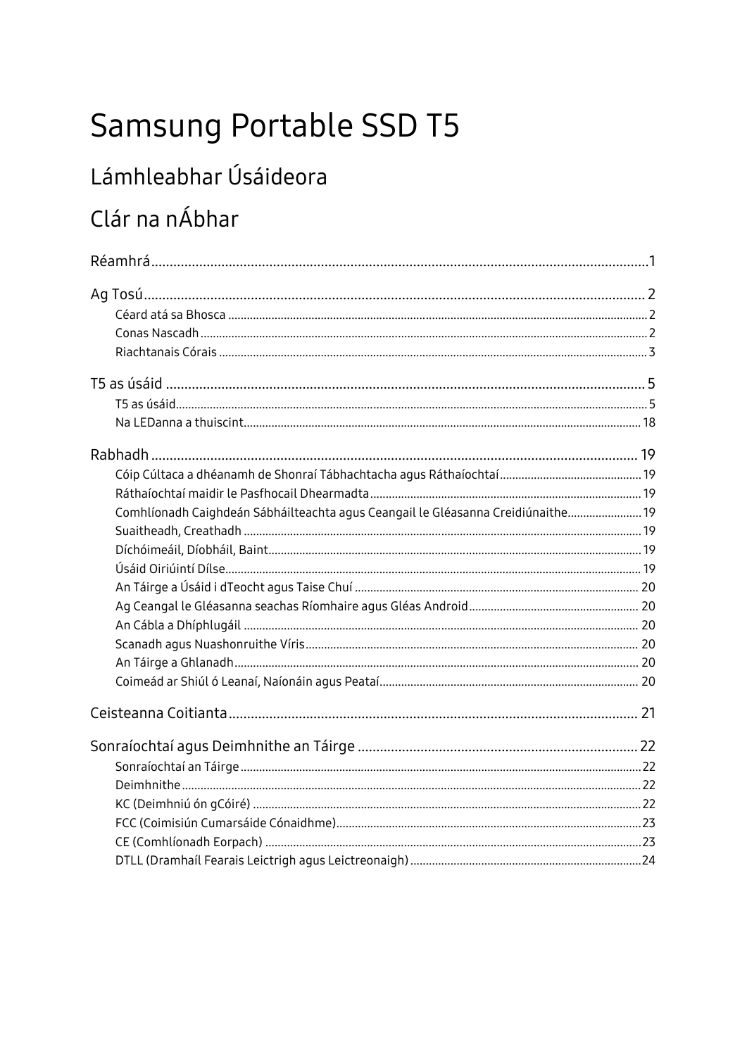# Samsung Portable SSD T5

## Lámhleabhar Úsáideora

## Clár na nÁbhar

Réamhrá ........................................................................................ 1

Ag Tosú ........................................................................................ 2

- Céard atá sa Bhosca ........................................................................................ 2
- Conas Nascadh ........................................................................................ 2
- Riachtanais Córais ........................................................................................ 3

T5 as úsáid ........................................................................................ 5

- T5 as úsáid ........................................................................................ 5
- Na LEDanna a thuiscint ........................................................................................ 18

Rabhadh ........................................................................................ 19

- Cóip Cúltaca a dhéanamh de Shonraí Tábhachtacha agus Ráthaíochtaí ........................................................................................ 19
- Ráthaíochtaí maidir le Pasfhocail Dhearmadta ........................................................................................ 19
- Comhlíonadh Caighdeán Sábháilteachta agus Ceangail le Gléasanna Creidiúnaithe ........................................................................................ 19
- Suaitheadh, Creathadh ........................................................................................ 19
- Díchóimeáil, Díobháil, Baint ........................................................................................ 19
- Úsáid Oiriúintí Dílse ........................................................................................ 19
- An Táirge a Úsáid i dTeocht agus Taise Chuí ........................................................................................ 20
- Ag Ceangal le Gléasanna seachas Ríomhaire agus Gléas Android ........................................................................................ 20
- An Cábla a Dhíphlugáil ........................................................................................ 20
- Scanadh agus Nuashonruithe Víris ........................................................................................ 20
- An Táirge a Ghlanadh ........................................................................................ 20
- Coimeád ar Shiúl ó Leanaí, Naíonáin agus Peataí ........................................................................................ 20

Ceisteanna Coitianta ........................................................................................ 21

Sonraíochtaí agus Deimhnithe an Táirge ........................................................................................ 22

- Sonraíochtaí an Táirge ........................................................................................ 22
- Deimhnithe ........................................................................................ 22
- KC (Deimhniú ón gCóiré) ........................................................................................ 22
- FCC (Coimisiún Cumarsáide Cónaidhme) ........................................................................................ 23
- CE (Comhlíonadh Eorpach) ........................................................................................ 23
- DTLL (Dramhaíl Fearais Leictrigh agus Leictreonaigh) ........................................................................................ 24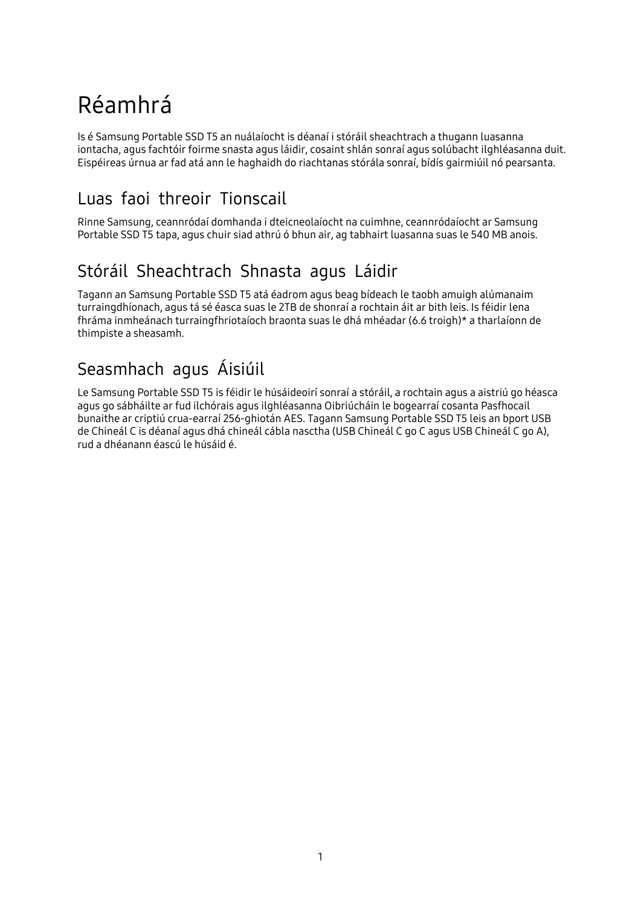# Réamhrá

Is é Samsung Portable SSD T5 an nuálaíocht is déanaí i stóráil sheachtrach a thugann luasanna iontacha, agus fachtóir foirme snasta agus láidir, cosaint shlán sonraí agus solúbacht ilghléasanna duit. Eispéireas úrnua ar fad atá ann le haghaidh do riachtanas stórála sonraí, bídís gairmiúil nó pearsanta.

## Luas faoi threoir Tionscail

Rinne Samsung, ceannródaí domhanda i dteicneolaíocht na cuimhne, ceannródaíocht ar Samsung Portable SSD T5 tapa, agus chuir siad athrú ó bhun air, ag tabhairt luasanna suas le 540 MB anois.

## Stóráil Sheachtrach Shnasta agus Láidir

Tagann an Samsung Portable SSD T5 atá éadrom agus beag bídeach le taobh amuigh alúmanaim turraingdhíonach, agus tá sé éasca suas le 2TB de shonraí a rochtain áit ar bith leis. Is féidir lena fhráma inmheánach turraingfhriotaíoch braonta suas le dhá mhéadar (6.6 troigh)* a tharlaíonn de thimpiste a sheasamh.

## Seasmhach agus Áisiúil

Le Samsung Portable SSD T5 is féidir le húsáideoirí sonraí a stóráil, a rochtain agus a aistriú go héasca agus go sábháilte ar fud ilchórais agus ilghléasanna Oibriúcháin le bogearraí cosanta Pasfhocail bunaithe ar criptiú crua-earraí 256-ghiotán AES. Tagann Samsung Portable SSD T5 leis an bport USB de Chineál C is déanaí agus dhá chineál cábla nasctha (USB Chineál C go C agus USB Chineál C go A), rud a dhéanann éascú le húsáid é.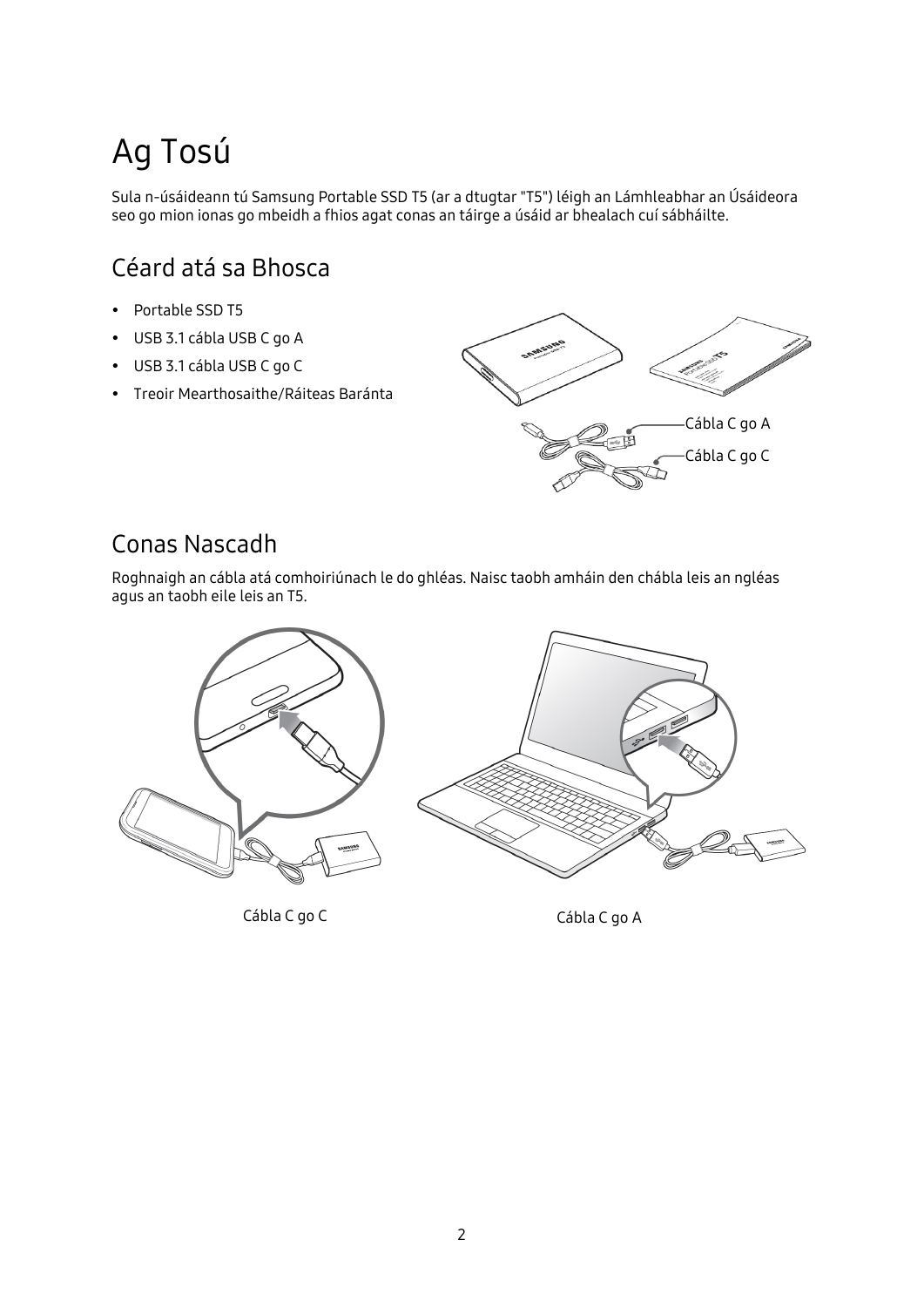# Ag Tosú

Sula n-úsáideann tú Samsung Portable SSD T5 (ar a dtugtar "T5") léigh an Lámhleabhar an Úsáideora seo go mion ionas go mbeidh a fhios agat conas an táirge a úsáid ar bhealach cuí sábháilte.

## Céard atá sa Bhosca

- Portable SSD T5
- USB 3.1 cábla USB C go A
- USB 3.1 cábla USB C go C
- Treoir Mearthosaithe/Ráiteas Baránta

Cábla C go A

Cábla C go C

## Conas Nascadh

Roghnaigh an cábla atá comhoiriúnach le do ghléas. Naisc taobh amháin den chábla leis an ngléas agus an taobh eile leis an T5.

Cábla C go C

Cábla C go A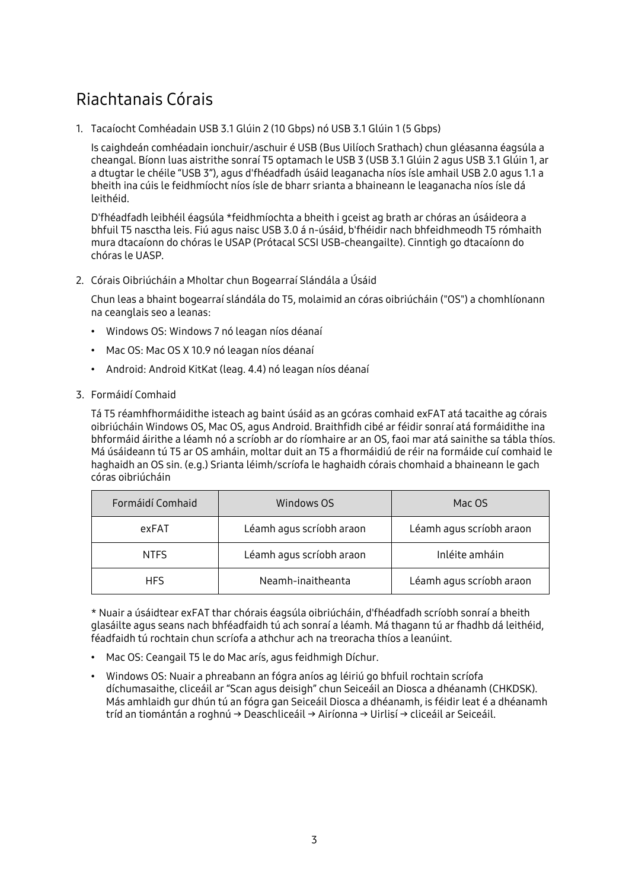# Riachtanais Córais

1. Tacaíocht Comhéadain USB 3.1 Glúin 2 (10 Gbps) nó USB 3.1 Glúin 1 (5 Gbps)

   Is caighdeán comhéadain ionchuir/aschuir é USB (Bus Uilíoch Srathach) chun gléasanna éagsúla a cheangal. Bíonn luas aistrithe sonraí T5 optamach le USB 3 (USB 3.1 Glúin 2 agus USB 3.1 Glúin 1, ar a dtugtar le chéile "USB 3"), agus d'fhéadfadh úsáid leaganacha níos ísle amhail USB 2.0 agus 1.1 a bheith ina cúis le feidhmíocht níos ísle de bharr srianta a bhaineann le leaganacha níos ísle dá leithéid.

   D'fhéadfadh leibhéil éagsúla *feidhmíochta a bheith i gceist ag brath ar chóras an úsáideora a bhfuil T5 nasctha leis. Fiú agus naisc USB 3.0 á n-úsáid, b'fhéidir nach bhfeidhmeodh T5 rómhaith mura dtacaíonn do chóras le USAP (Prótacal SCSI USB-cheangailte). Cinntigh go dtacaíonn do chóras le UASP.

2. Córais Oibriúcháin a Mholtar chun Bogearraí Slándála a Úsáid

   Chun leas a bhaint bogearraí slándála do T5, molaimid an córas oibriúcháin ("OS") a chomhlíonann na ceanglais seo a leanas:

   - Windows OS: Windows 7 nó leagan níos déanaí
   - Mac OS: Mac OS X 10.9 nó leagan níos déanaí
   - Android: Android KitKat (leag. 4.4) nó leagan níos déanaí

3. Formáidí Comhaid

   Tá T5 réamhfhormáidithe isteach ag baint úsáid as an gcóras comhaid exFAT atá tacaithe ag córais oibriúcháin Windows OS, Mac OS, agus Android. Braithfidh cibé ar féidir sonraí atá formáidithe ina bhformáid áirithe a léamh nó a scríobh ar do ríomhaire ar an OS, faoi mar atá sainithe sa tábla thíos. Má úsáideann tú T5 ar OS amháin, moltar duit an T5 a fhormáidiú de réir na formáide cuí comhaid le haghaidh an OS sin. (e.g.) Srianta léimh/scríofa le haghaidh córais chomhaid a bhaineann le gach córas oibriúcháin

| Formáidí Comhaid | Windows OS | Mac OS |
|---|---|---|
| exFAT | Léamh agus scríobh araon | Léamh agus scríobh araon |
| NTFS | Léamh agus scríobh araon | Inléite amháin |
| HFS | Neamh-inaitheanta | Léamh agus scríobh araon |

* Nuair a úsáidtear exFAT thar chórais éagsúla oibriúcháin, d'fhéadfadh scríobh sonraí a bheith glasáilte agus seans nach bhféadfaidh tú ach sonraí a léamh. Má thagann tú ar fhadhb dá leithéid, féadfaidh tú rochtain chun scríofa a athchur ach na treoracha thíos a leanúint.

- Mac OS: Ceangail T5 le do Mac arís, agus feidhmigh Díchur.
- Windows OS: Nuair a phreabann an fógra aníos ag léiriú go bhfuil rochtain scríofa díchumasaithe, cliceáil ar "Scan agus deisigh" chun Seiceáil an Diosca a dhéanamh (CHKDSK). Más amhlaidh gur dhún tú an fógra gan Seiceáil Diosca a dhéanamh, is féidir leat é a dhéanamh tríd an tiomántán a roghnú → Deaschliceáil → Airíonna → Uirlisí → cliceáil ar Seiceáil.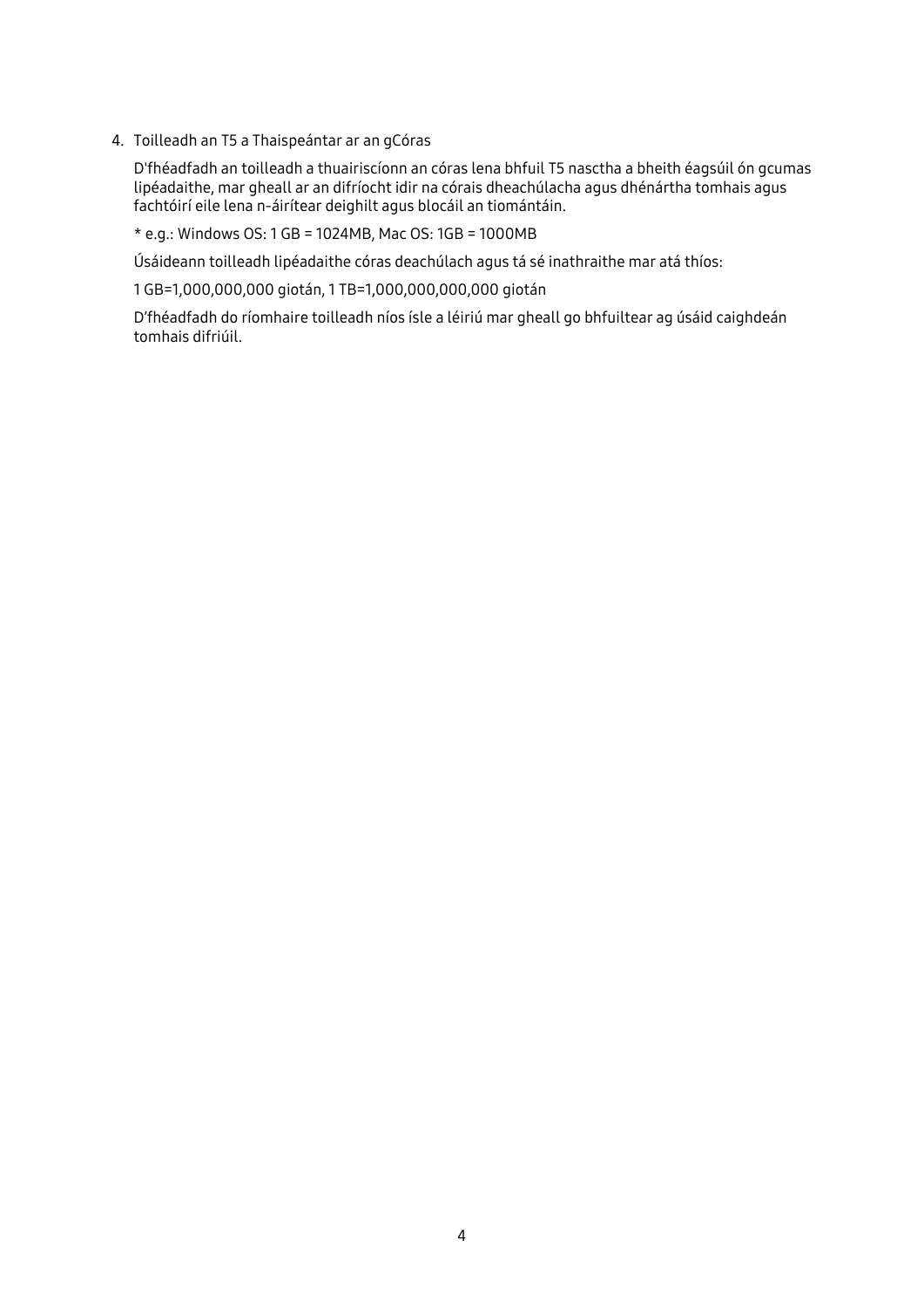4. Toilleadh an T5 a Thaispeántar ar an gCóras

   D'fhéadfadh an toilleadh a thuairiscíonn an córas lena bhfuil T5 nasctha a bheith éagsúil ón gcumas lipéadaithe, mar gheall ar an difríocht idir na córais dheachúlacha agus dhénártha tomhais agus fachtóirí eile lena n-áirítear deighilt agus blocáil an tiomántáin.

   * e.g.: Windows OS: 1 GB = 1024MB, Mac OS: 1GB = 1000MB

   Úsáideann toilleadh lipéadaithe córas deachúlach agus tá sé inathraithe mar atá thíos:

   1 GB=1,000,000,000 giotán, 1 TB=1,000,000,000,000 giotán

   D'fhéadfadh do ríomhaire toilleadh níos ísle a léiriú mar gheall go bhfuiltear ag úsáid caighdeán tomhais difriúil.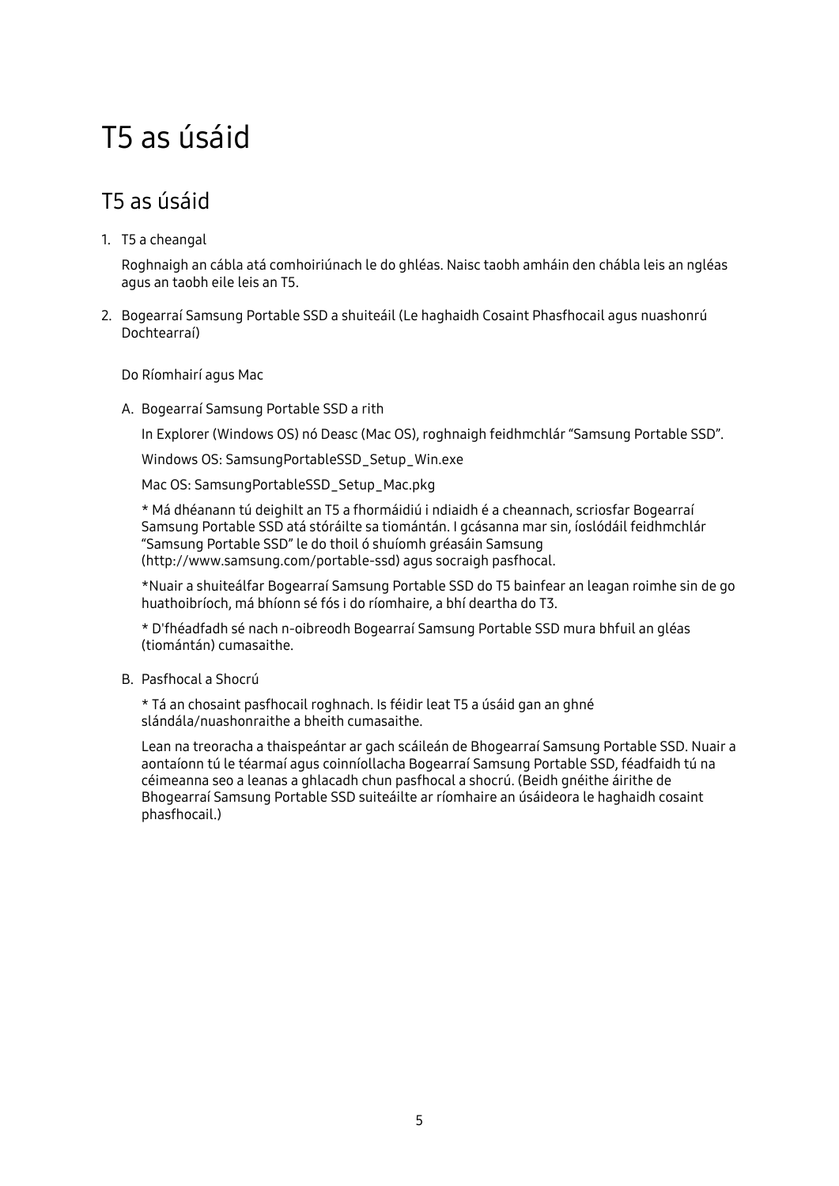# T5 as úsáid

## T5 as úsáid

1. T5 a cheangal

   Roghnaigh an cábla atá comhoiriúnach le do ghléas. Naisc taobh amháin den chábla leis an ngléas agus an taobh eile leis an T5.

2. Bogearraí Samsung Portable SSD a shuiteáil (Le haghaidh Cosaint Phasfhocail agus nuashonrú Dochtearraí)

   Do Ríomhairí agus Mac

   A. Bogearraí Samsung Portable SSD a rith

      In Explorer (Windows OS) nó Deasc (Mac OS), roghnaigh feidhmchlár “Samsung Portable SSD”.

      Windows OS: SamsungPortableSSD_Setup_Win.exe

      Mac OS: SamsungPortableSSD_Setup_Mac.pkg

      * Má dhéanann tú deighilt an T5 a fhormáidiú i ndiaidh é a cheannach, scriosfar Bogearraí Samsung Portable SSD atá stóráilte sa tiomántán. I gcásanna mar sin, íoslódáil feidhmchlár “Samsung Portable SSD” le do thoil ó shuíomh gréasáin Samsung (http://www.samsung.com/portable-ssd) agus socraigh pasfhocal.

      *Nuair a shuiteálfar Bogearraí Samsung Portable SSD do T5 bainfear an leagan roimhe sin de go huathoibríoch, má bhíonn sé fós i do ríomhaire, a bhí deartha do T3.

      * D'fhéadfadh sé nach n-oibreodh Bogearraí Samsung Portable SSD mura bhfuil an gléas (tiomántán) cumasaithe.

   B. Pasfhocal a Shocrú

      * Tá an chosaint pasfhocail roghnach. Is féidir leat T5 a úsáid gan an ghné slándála/nuashonraithe a bheith cumasaithe.

      Lean na treoracha a thaispeántar ar gach scáileán de Bhogearraí Samsung Portable SSD. Nuair a aontaíonn tú le téarmaí agus coinníollacha Bogearraí Samsung Portable SSD, féadfaidh tú na céimeanna seo a leanas a ghlacadh chun pasfhocal a shocrú. (Beidh gnéithe áirithe de Bhogearraí Samsung Portable SSD suiteáilte ar ríomhaire an úsáideora le haghaidh cosaint phasfhocail.)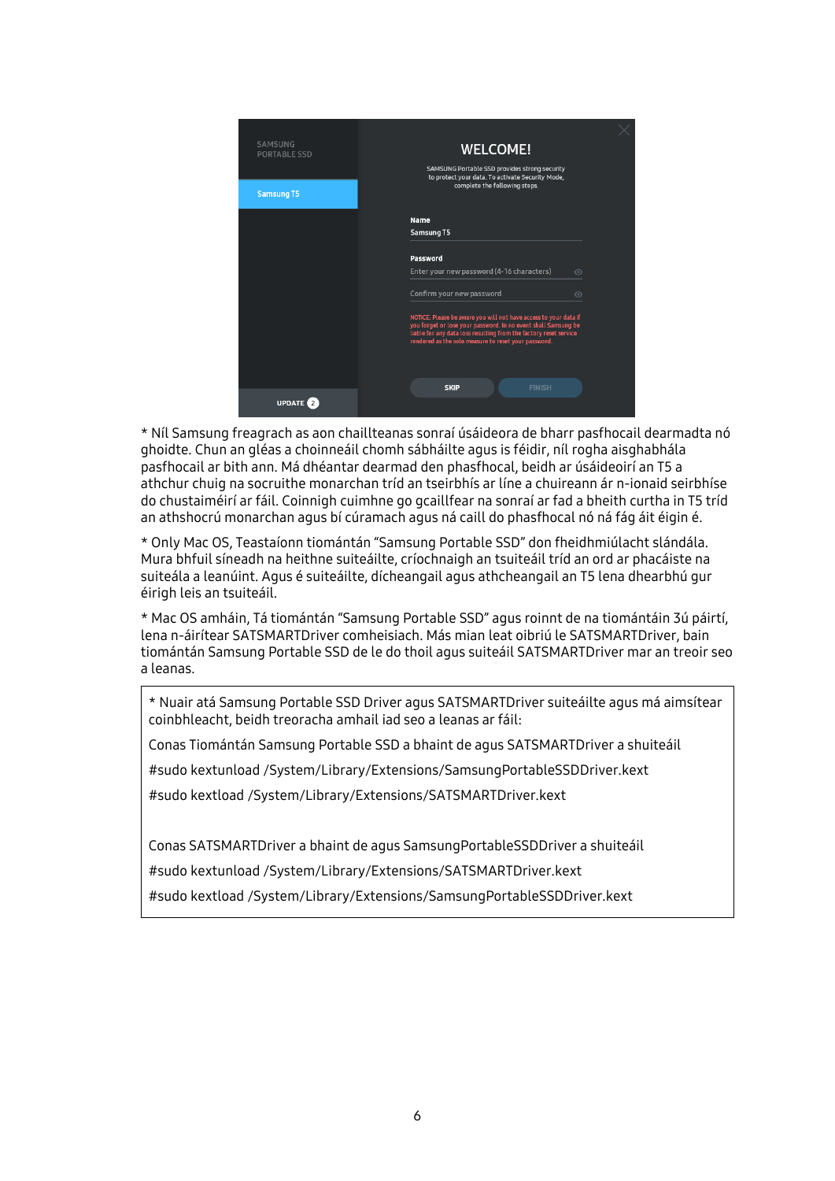* Níl Samsung freagrach as aon chaillteanas sonraí úsáideora de bharr pasfhocail dearmadta nó ghoidte. Chun an gléas a choinneáil chomh sábháilte agus is féidir, níl rogha aisghabhála pasfhocail ar bith ann. Má dhéantar dearmad den phasfhocal, beidh ar úsáideoirí an T5 a athchur chuig na socruithe monarchan tríd an tseirbhís ar líne a chuireann ár n-ionaid seirbhíse do chustaiméirí ar fáil. Coinnigh cuimhne go gcaillfear na sonraí ar fad a bheith curtha in T5 tríd an athshocrú monarchan agus bí cúramach agus ná caill do phasfhocal nó ná fág áit éigin é.

* Only Mac OS, Teastaíonn tiomántán "Samsung Portable SSD" don fheidhmiúlacht slándála. Mura bhfuil síneadh na heithne suiteáilte, críochnaigh an tsuiteáil tríd an ord ar phacáiste na suiteála a leanúint. Agus é suiteáilte, dícheangail agus athcheangail an T5 lena dhearbhú gur éirigh leis an tsuiteáil.

* Mac OS amháin, Tá tiomántán "Samsung Portable SSD" agus roinnt de na tiomántáin 3ú páirtí, lena n-áirítear SATSMARTDriver comheisiach. Más mian leat oibriú le SATSMARTDriver, bain tiomántán Samsung Portable SSD de le do thoil agus suiteáil SATSMARTDriver mar an treoir seo a leanas.

* Nuair atá Samsung Portable SSD Driver agus SATSMARTDriver suiteáilte agus má aimsítear coinbhleacht, beidh treoracha amhail iad seo a leanas ar fáil:

Conas Tiomántán Samsung Portable SSD a bhaint de agus SATSMARTDriver a shuiteáil

#sudo kextunload /System/Library/Extensions/SamsungPortableSSDDriver.kext

#sudo kextload /System/Library/Extensions/SATSMARTDriver.kext

Conas SATSMARTDriver a bhaint de agus SamsungPortableSSDDriver a shuiteáil

#sudo kextunload /System/Library/Extensions/SATSMARTDriver.kext

#sudo kextload /System/Library/Extensions/SamsungPortableSSDDriver.kext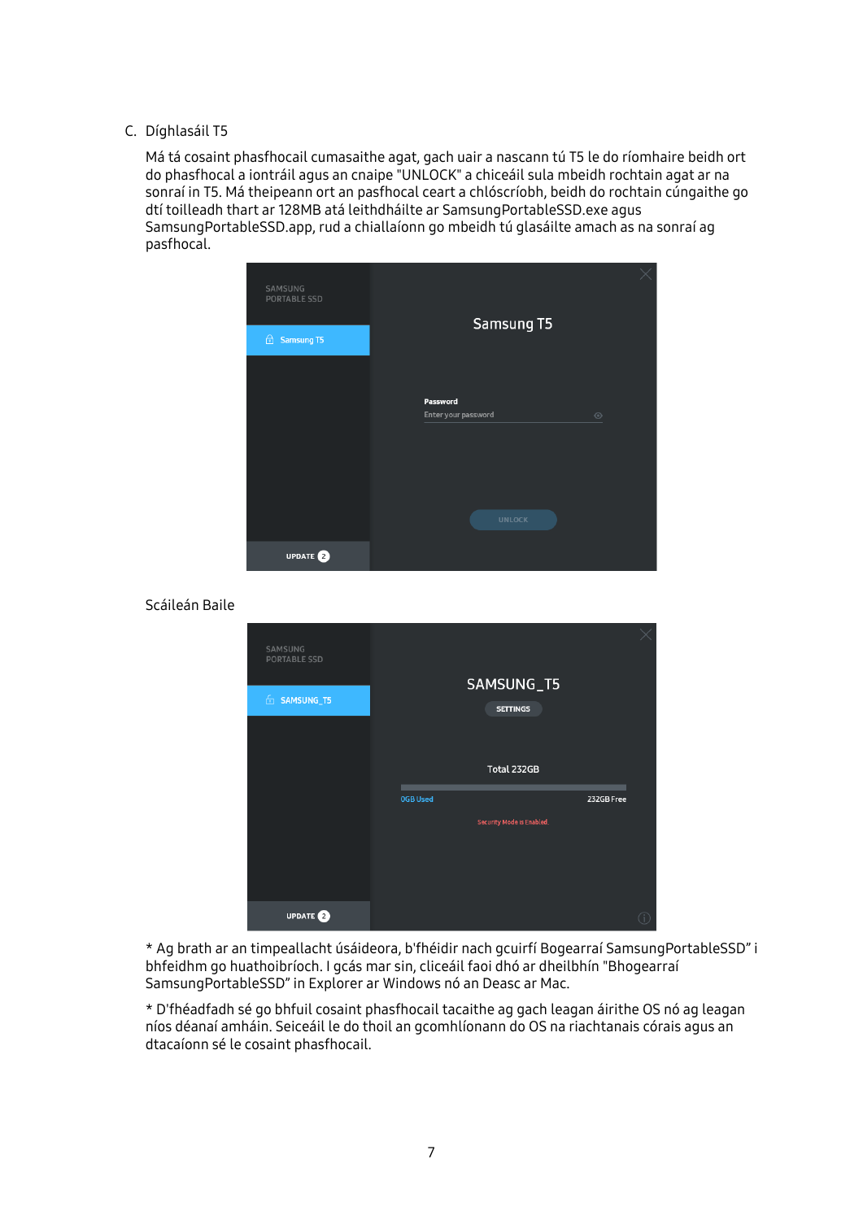C. Díghlasáil T5

Má tá cosaint phasfhocail cumasaithe agat, gach uair a nascann tú T5 le do ríomhaire beidh ort do phasfhocal a iontráil agus an cnaipe "UNLOCK" a chliceáil sula mbeidh rochtain agat ar na sonraí in T5. Má theipeann ort an pasfhocal ceart a chlóscríobh, beidh do rochtain cúngaithe go dtí toilleadh thart ar 128MB atá leithdháilte ar SamsungPortableSSD.exe agus SamsungPortableSSD.app, rud a chiallaíonn go mbeidh tú glasáilte amach as na sonraí ag pasfhocal.

Scáileán Baile

* Ag brath ar an timpeallacht úsáideora, b'fhéidir nach gcuirfí Bogearraí SamsungPortableSSD" i bhfeidhm go huathoibríoch. I gcás mar sin, cliceáil faoi dhó ar dheilbhín "Bhogearraí SamsungPortableSSD" in Explorer ar Windows nó an Deasc ar Mac.

* D'fhéadfadh sé go bhfuil cosaint phasfhocail tacaithe ag gach leagan áirithe OS nó ag leagan níos déanaí amháin. Seiceáil le do thoil an gcomhlíonann do OS na riachtanais córais agus an dtacaíonn sé le cosaint phasfhocail.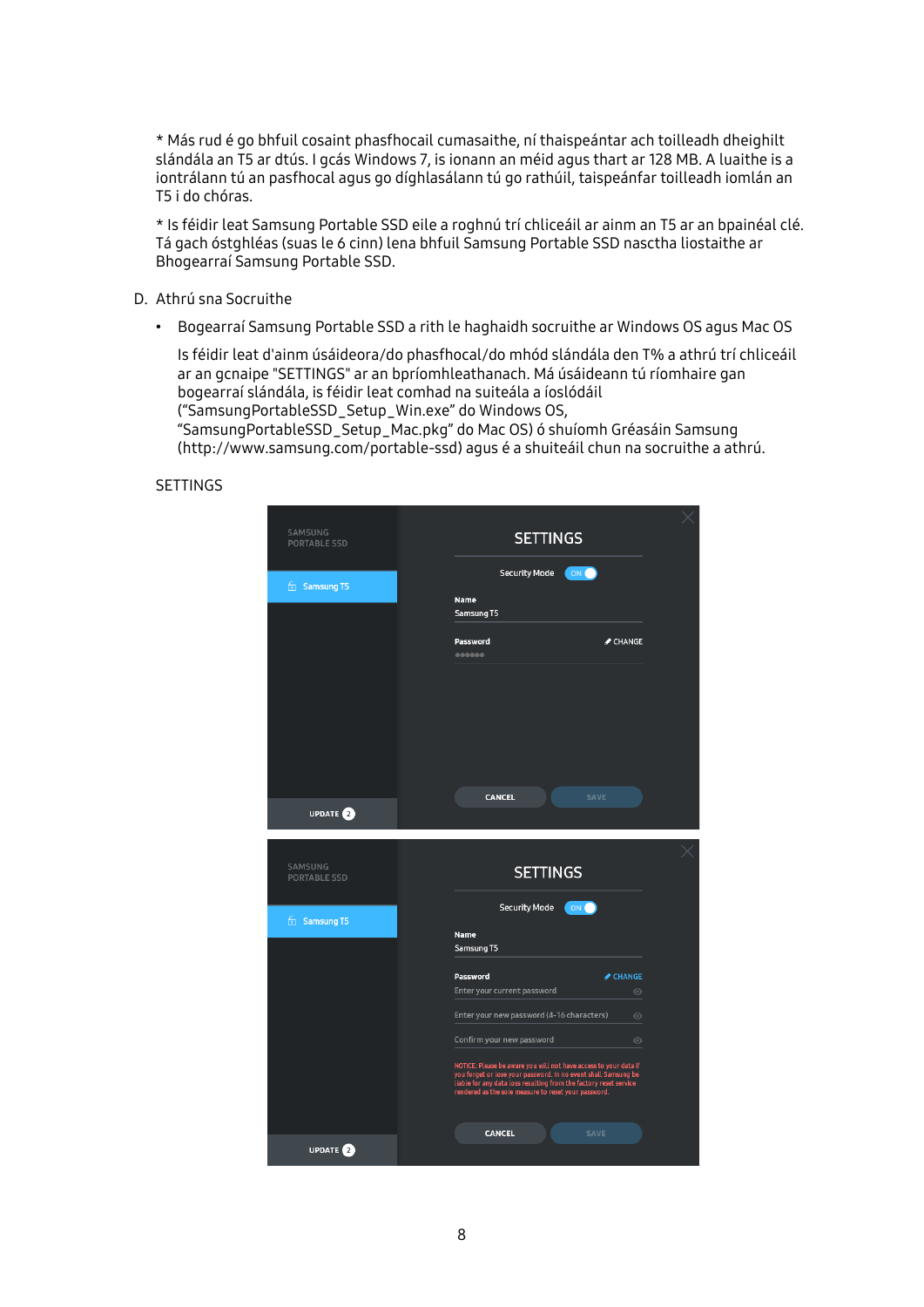* Más rud é go bhfuil cosaint phasfhocail cumasaithe, ní thaispeántar ach toilleadh dheighilt slándála an T5 ar dtús. I gcás Windows 7, is ionann an méid agus thart ar 128 MB. A luaithe is a iontrálann tú an pasfhocal agus go díghlasálann tú go rathúil, taispeánfar toilleadh iomlán an T5 i do chóras.

* Is féidir leat Samsung Portable SSD eile a roghnú trí chliceáil ar ainm an T5 ar an bpainéal clé. Tá gach óstghléas (suas le 6 cinn) lena bhfuil Samsung Portable SSD nasctha liostaithe ar Bhogearraí Samsung Portable SSD.

D. Athrú sna Socruithe

- Bogearraí Samsung Portable SSD a rith le haghaidh socruithe ar Windows OS agus Mac OS

  Is féidir leat d'ainm úsáideora/do phasfhocal/do mhód slándála den T% a athrú trí chliceáil ar an gcnaipe "SETTINGS" ar an bpríomhleathanach. Má úsáideann tú ríomhaire gan bogearraí slándála, is féidir leat comhad na suiteála a íoslódáil ("SamsungPortableSSD_Setup_Win.exe" do Windows OS, "SamsungPortableSSD_Setup_Mac.pkg" do Mac OS) ó shuíomh Gréasáin Samsung (http://www.samsung.com/portable-ssd) agus é a shuiteáil chun na socruithe a athrú.

SETTINGS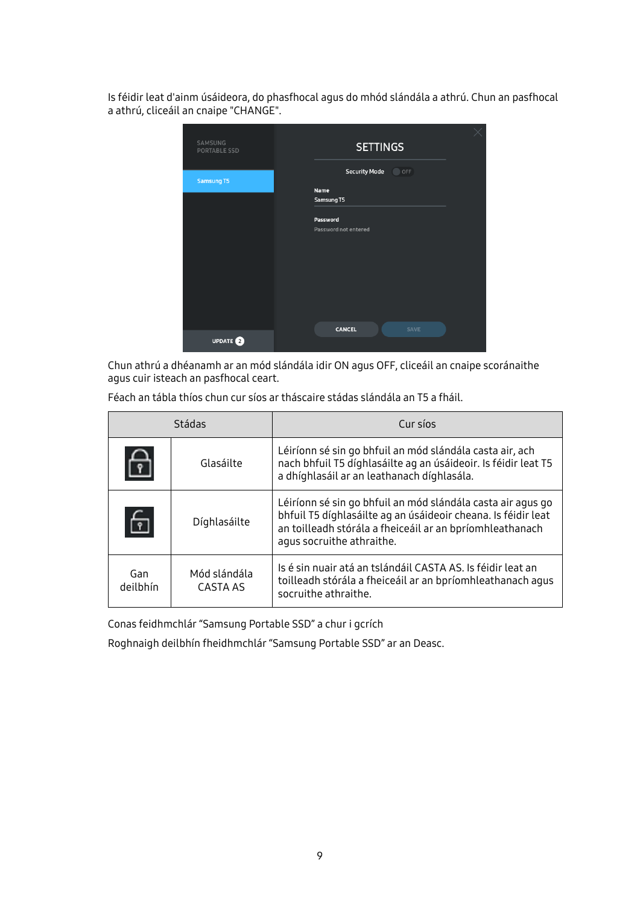Is féidir leat d'ainm úsáideora, do phasfhocal agus do mhód slándála a athrú. Chun an pasfhocal a athrú, cliceáil an cnaipe "CHANGE".

Chun athrú a dhéanamh ar an mód slándála idir ON agus OFF, cliceáil an cnaipe scoránaithe agus cuir isteach an pasfhocal ceart.

Féach an tábla thíos chun cur síos ar tháscaire stádas slándála an T5 a fháil.

| Stádas | | Cur síos |
|---|---|---|
| | Glasáilte | Léiríonn sé sin go bhfuil an mód slándála casta air, ach nach bhfuil T5 díghlasáilte ag an úsáideoir. Is féidir leat T5 a dhíghlasáil ar an leathanach díghlasála. |
| | Díghlasáilte | Léiríonn sé sin go bhfuil an mód slándála casta air agus go bhfuil T5 díghlasáilte ag an úsáideoir cheana. Is féidir leat an toilleadh stórála a fheiceáil ar an bpríomhleathanach agus socruithe athraithe. |
| Gan deilbhín | Mód slándála CASTA AS | Is é sin nuair atá an tslándáil CASTA AS. Is féidir leat an toilleadh stórála a fheiceáil ar an bpríomhleathanach agus socruithe athraithe. |

Conas feidhmchlár "Samsung Portable SSD" a chur i gcrích

Roghnaigh deilbhín fheidhmchlár "Samsung Portable SSD" ar an Deasc.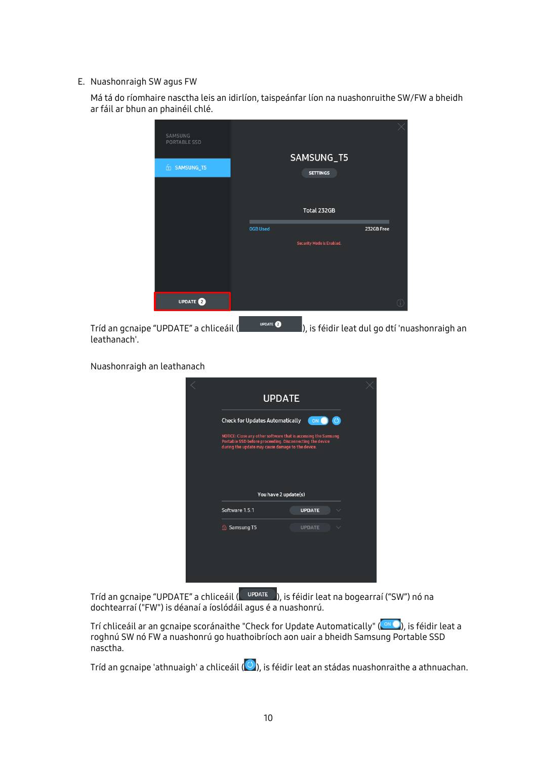E. Nuashonraigh SW agus FW

Má tá do ríomhaire nasctha leis an idirlíon, taispeánfar líon na nuashonruithe SW/FW a bheidh ar fáil ar bhun an phainéil chlé.

Tríd an gcnaipe “UPDATE” a chliceáil (UPDATE 2), is féidir leat dul go dtí 'nuashonraigh an leathanach'.

Nuashonraigh an leathanach

Tríd an gcnaipe “UPDATE” a chliceáil (UPDATE), is féidir leat na bogearraí (“SW”) nó na dochtearraí ("FW") is déanaí a íoslódáil agus é a nuashonrú.

Trí chliceáil ar an gcnaipe scoránaithe "Check for Update Automatically" (ON), is féidir leat a roghnú SW nó FW a nuashonrú go huathoibríoch aon uair a bheidh Samsung Portable SSD nasctha.

Tríd an gcnaipe 'athnuaigh' a chliceáil ( ), is féidir leat an stádas nuashonraithe a athnuachan.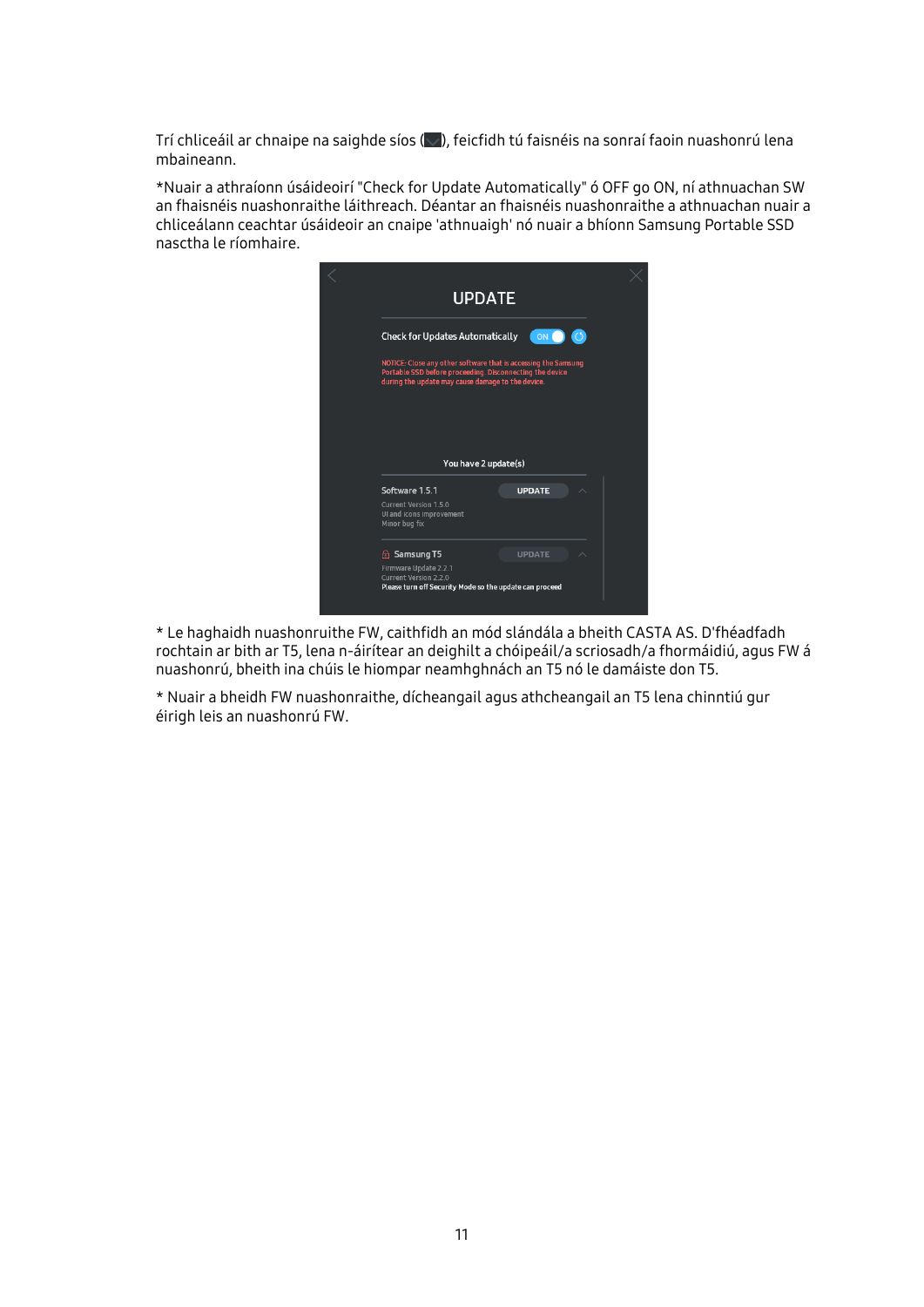Trí chliceáil ar chnaipe na saighde síos (), feicfidh tú faisnéis na sonraí faoin nuashonrú lena mbaineann.

*Nuair a athraíonn úsáideoirí "Check for Update Automatically" ó OFF go ON, ní athnuachan SW an fhaisnéis nuashonraithe láithreach. Déantar an fhaisnéis nuashonraithe a athnuachan nuair a chliceálann ceachtar úsáideoir an cnaipe 'athnuaigh' nó nuair a bhíonn Samsung Portable SSD nasctha le ríomhaire.

* Le haghaidh nuashonruithe FW, caithfidh an mód slándála a bheith CASTA AS. D'fhéadfadh rochtain ar bith ar T5, lena n-áirítear an deighilt a chóipeáil/a scriosadh/a fhormáidiú, agus FW á nuashonrú, bheith ina chúis le hiompar neamhghnách an T5 nó le damáiste don T5.

* Nuair a bheidh FW nuashonraithe, dícheangail agus athcheangail an T5 lena chinntiú gur éirigh leis an nuashonrú FW.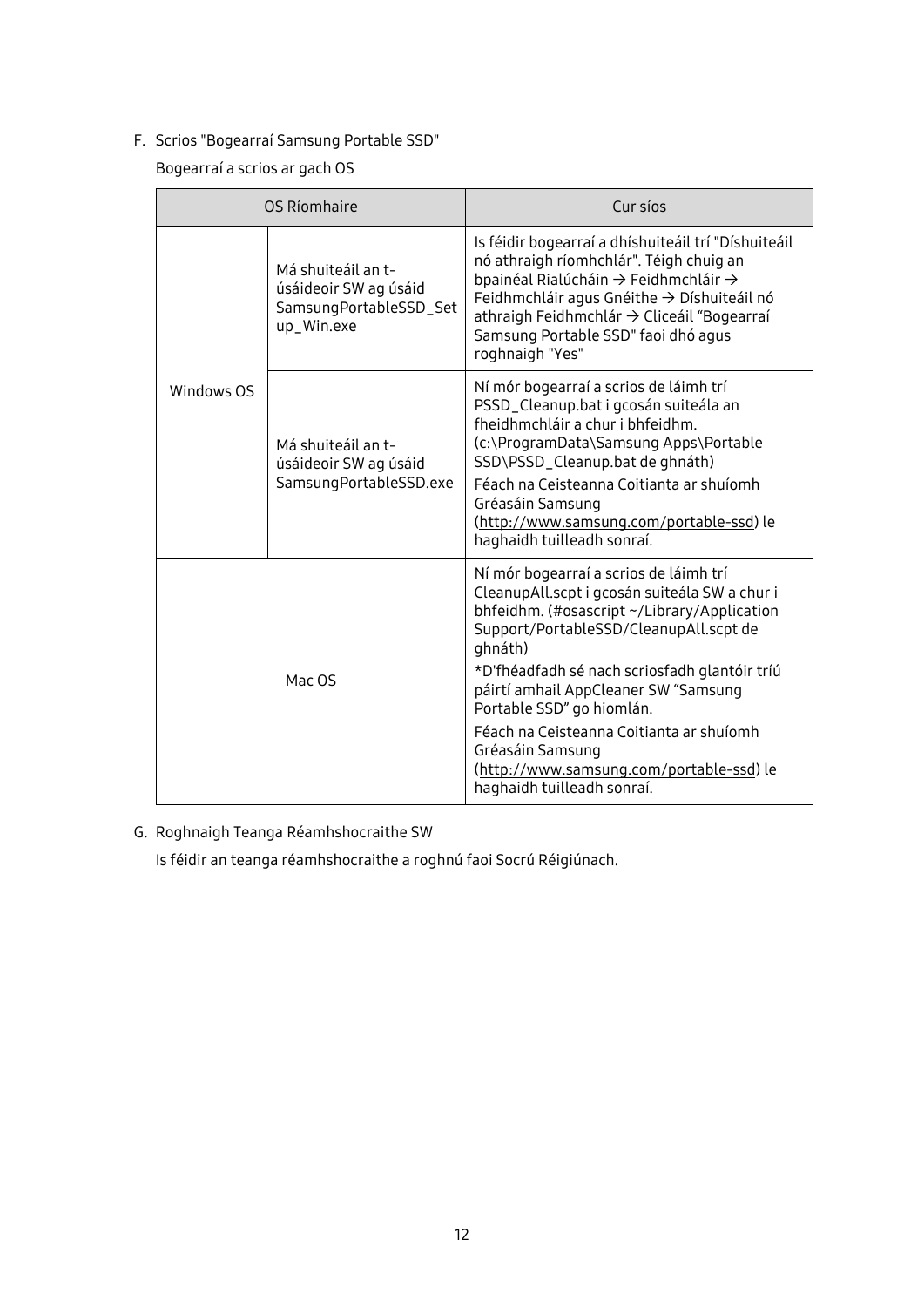F. Scrios "Bogearraí Samsung Portable SSD"

Bogearraí a scrios ar gach OS

| OS Ríomhaire | | Cur síos |
|---|---|---|
| Windows OS | Má shuiteáil an t-úsáideoir SW ag úsáid SamsungPortableSSD_Setup_Win.exe | Is féidir bogearraí a dhíshuiteáil trí "Díshuiteáil nó athraigh ríomhchlár". Téigh chuig an bpainéal Rialúcháin → Feidhmchláir → Feidhmchláir agus Gnéithe → Díshuiteáil nó athraigh Feidhmchlár → Cliceáil "Bogearraí Samsung Portable SSD" faoi dhó agus roghnaigh "Yes" |
| | Má shuiteáil an t-úsáideoir SW ag úsáid SamsungPortableSSD.exe | Ní mór bogearraí a scrios de láimh trí PSSD_Cleanup.bat i gcosán suiteála an fheidhmchláir a chur i bhfeidhm. (c:\ProgramData\Samsung Apps\Portable SSD\PSSD_Cleanup.bat de ghnáth)<br>Féach na Ceisteanna Coitianta ar shuíomh Gréasáin Samsung (http://www.samsung.com/portable-ssd) le haghaidh tuilleadh sonraí. |
| Mac OS | | Ní mór bogearraí a scrios de láimh trí CleanupAll.scpt i gcosán suiteála SW a chur i bhfeidhm. (#osascript ~/Library/Application Support/PortableSSD/CleanupAll.scpt de ghnáth)<br>*D'fhéadfadh sé nach scriosfadh glantóir tríú páirtí amhail AppCleaner SW "Samsung Portable SSD" go hiomlán.<br>Féach na Ceisteanna Coitianta ar shuíomh Gréasáin Samsung (http://www.samsung.com/portable-ssd) le haghaidh tuilleadh sonraí. |

G. Roghnaigh Teanga Réamhshocraithe SW

Is féidir an teanga réamhshocraithe a roghnú faoi Socrú Réigiúnach.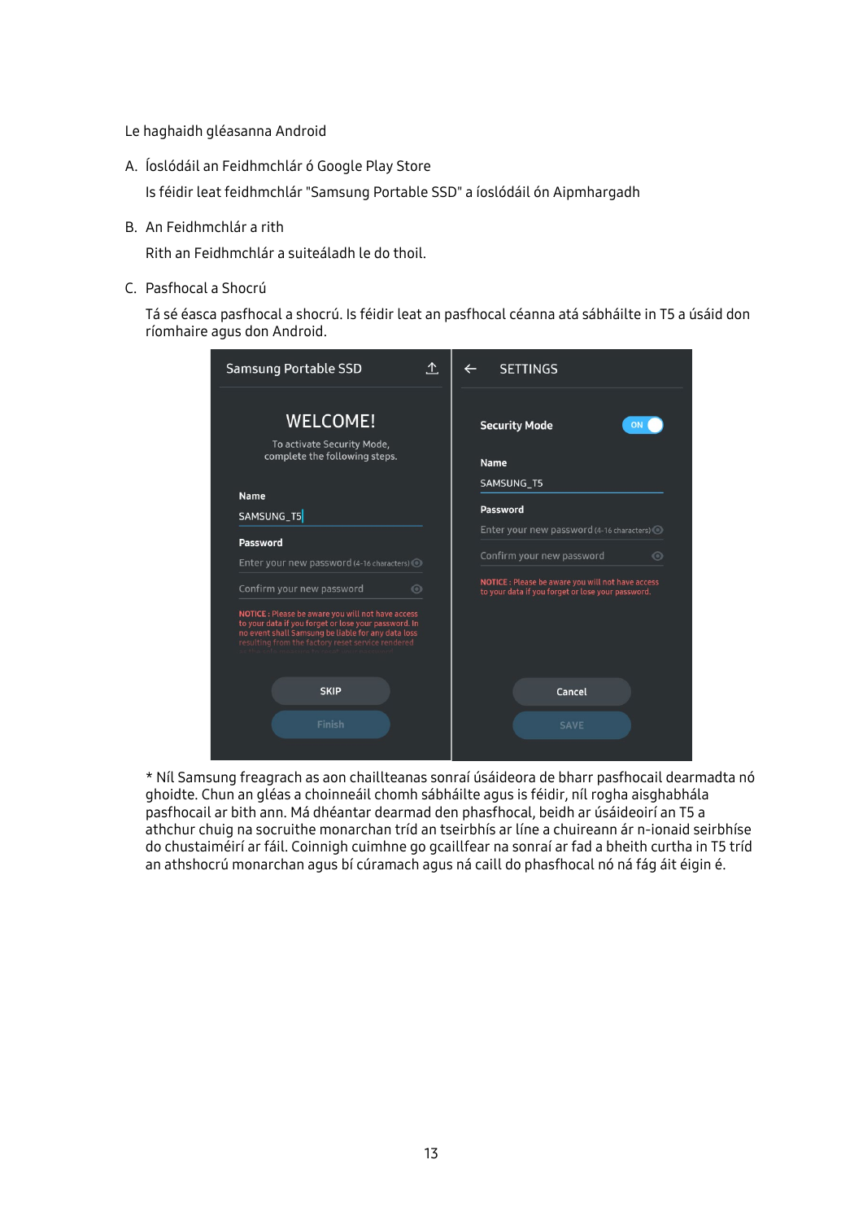Le haghaidh gléasanna Android

A. Íoslódáil an Feidhmchlár ó Google Play Store

   Is féidir leat feidhmchlár "Samsung Portable SSD" a íoslódáil ón Aipmhargadh

B. An Feidhmchlár a rith

   Rith an Feidhmchlár a suiteáladh le do thoil.

C. Pasfhocal a Shocrú

   Tá sé éasca pasfhocal a shocrú. Is féidir leat an pasfhocal céanna atá sábháilte in T5 a úsáid don ríomhaire agus don Android.

\* Níl Samsung freagrach as aon chaillteanas sonraí úsáideora de bharr pasfhocail dearmadta nó ghoidte. Chun an gléas a choinneáil chomh sábháilte agus is féidir, níl rogha aisghabhála pasfhocail ar bith ann. Má dhéantar dearmad den phasfhocal, beidh ar úsáideoirí an T5 a athchur chuig na socruithe monarchan tríd an tseirbhís ar líne a chuireann ár n-ionaid seirbhíse do chustaiméirí ar fáil. Coinnigh cuimhne go gcaillfear na sonraí ar fad a bheith curtha in T5 tríd an athshocrú monarchan agus bí cúramach agus ná caill do phasfhocal nó ná fág áit éigin é.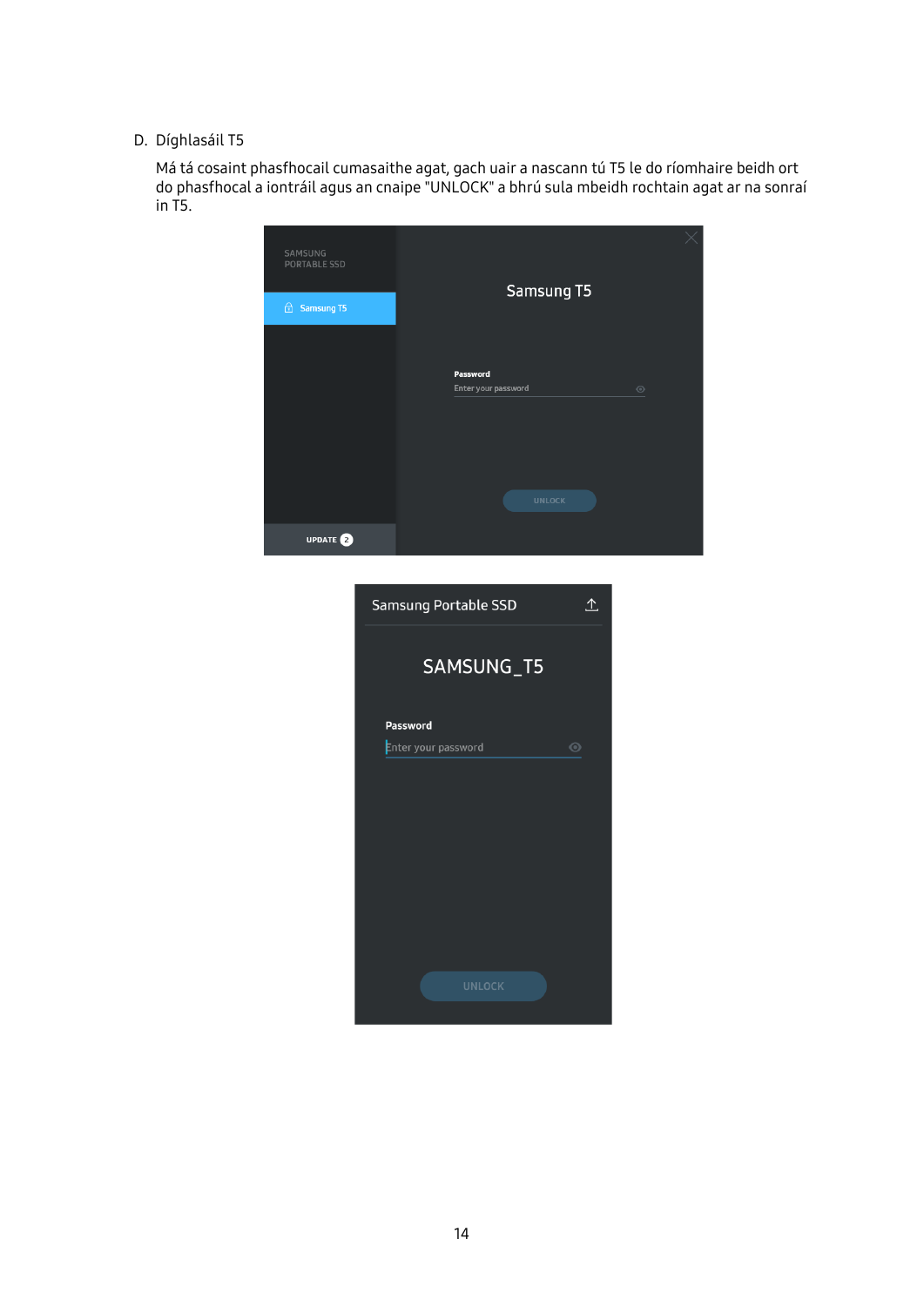D. Díghlasáil T5

Má tá cosaint phasfhocail cumasaithe agat, gach uair a nascann tú T5 le do ríomhaire beidh ort do phasfhocal a iontráil agus an cnaipe "UNLOCK" a bhrú sula mbeidh rochtain agat ar na sonraí in T5.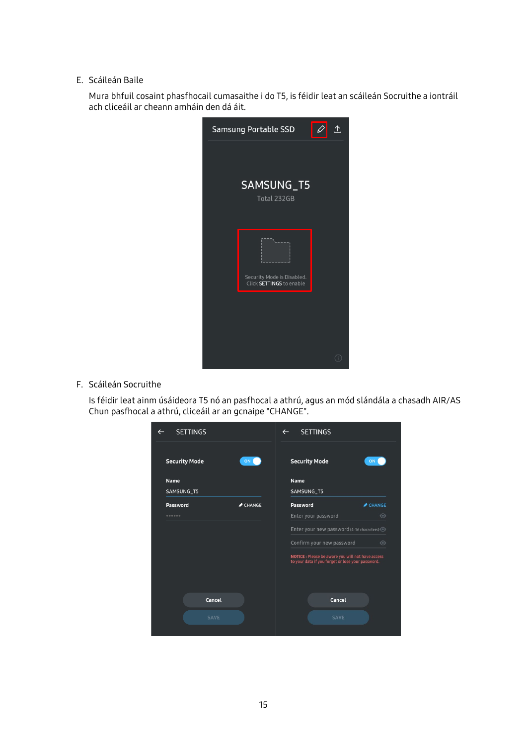E. Scáileán Baile

Mura bhfuil cosaint phasfhocail cumasaithe i do T5, is féidir leat an scáileán Socruithe a iontráil ach cliceáil ar cheann amháin den dá áit.

F. Scáileán Socruithe

Is féidir leat ainm úsáideora T5 nó an pasfhocal a athrú, agus an mód slándála a chasadh AIR/AS Chun pasfhocal a athrú, cliceáil ar an gcnaipe "CHANGE".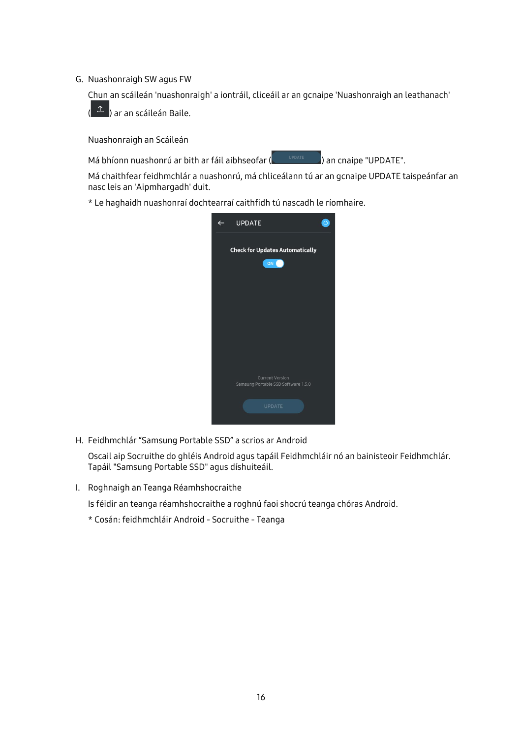G. Nuashonraigh SW agus FW

Chun an scáileán 'nuashonraigh' a iontráil, cliceáil ar an gcnaipe 'Nuashonraigh an leathanach' ( ) ar an scáileán Baile.

Nuashonraigh an Scáileán

Má bhíonn nuashonrú ar bith ar fáil aibhseofar ( ) an cnaipe "UPDATE".

Má chaithfear feidhmchlár a nuashonrú, má chliceálann tú ar an gcnaipe UPDATE taispeánfar an nasc leis an 'Aipmhargadh' duit.

* Le haghaidh nuashonraí dochtearraí caithfidh tú nascadh le ríomhaire.

H. Feidhmchlár “Samsung Portable SSD” a scrios ar Android

Oscail aip Socruithe do ghléis Android agus tapáil Feidhmchláir nó an bainisteoir Feidhmchlár. Tapáil "Samsung Portable SSD" agus díshuiteáil.

I. Roghnaigh an Teanga Réamhshocraithe

Is féidir an teanga réamhshocraithe a roghnú faoi shocrú teanga chóras Android.

* Cosán: feidhmchláir Android - Socruithe - Teanga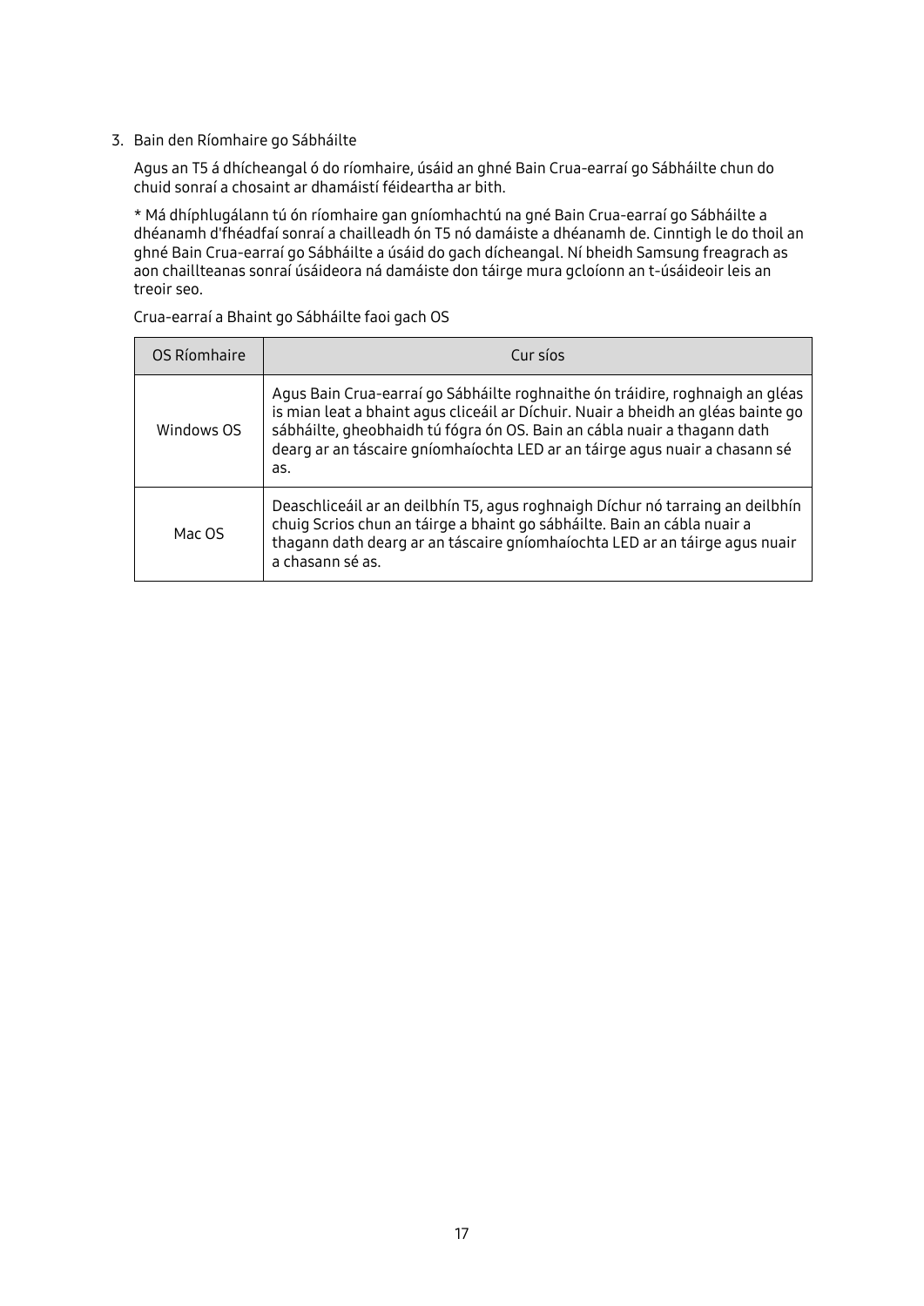3. Bain den Ríomhaire go Sábháilte

   Agus an T5 á dhícheangal ó do ríomhaire, úsáid an ghné Bain Crua-earraí go Sábháilte chun do chuid sonraí a chosaint ar dhamáistí féideartha ar bith.

   * Má dhíphlugálann tú ón ríomhaire gan gníomhachtú na gné Bain Crua-earraí go Sábháilte a dhéanamh d'fhéadfaí sonraí a chailleadh ón T5 nó damáiste a dhéanamh de. Cinntigh le do thoil an ghné Bain Crua-earraí go Sábháilte a úsáid do gach dícheangal. Ní bheidh Samsung freagrach as aon chaillteanas sonraí úsáideora ná damáiste don táirge mura gcloíonn an t-úsáideoir leis an treoir seo.

   Crua-earraí a Bhaint go Sábháilte faoi gach OS

| OS Ríomhaire | Cur síos |
|---|---|
| Windows OS | Agus Bain Crua-earraí go Sábháilte roghnaithe ón tráidire, roghnaigh an gléas is mian leat a bhaint agus cliceáil ar Díchuir. Nuair a bheidh an gléas bainte go sábháilte, gheobhaidh tú fógra ón OS. Bain an cábla nuair a thagann dath dearg ar an táscaire gníomhaíochta LED ar an táirge agus nuair a chasann sé as. |
| Mac OS | Deaschliceáil ar an deilbhín T5, agus roghnaigh Díchur nó tarraing an deilbhín chuig Scrios chun an táirge a bhaint go sábháilte. Bain an cábla nuair a thagann dath dearg ar an táscaire gníomhaíochta LED ar an táirge agus nuair a chasann sé as. |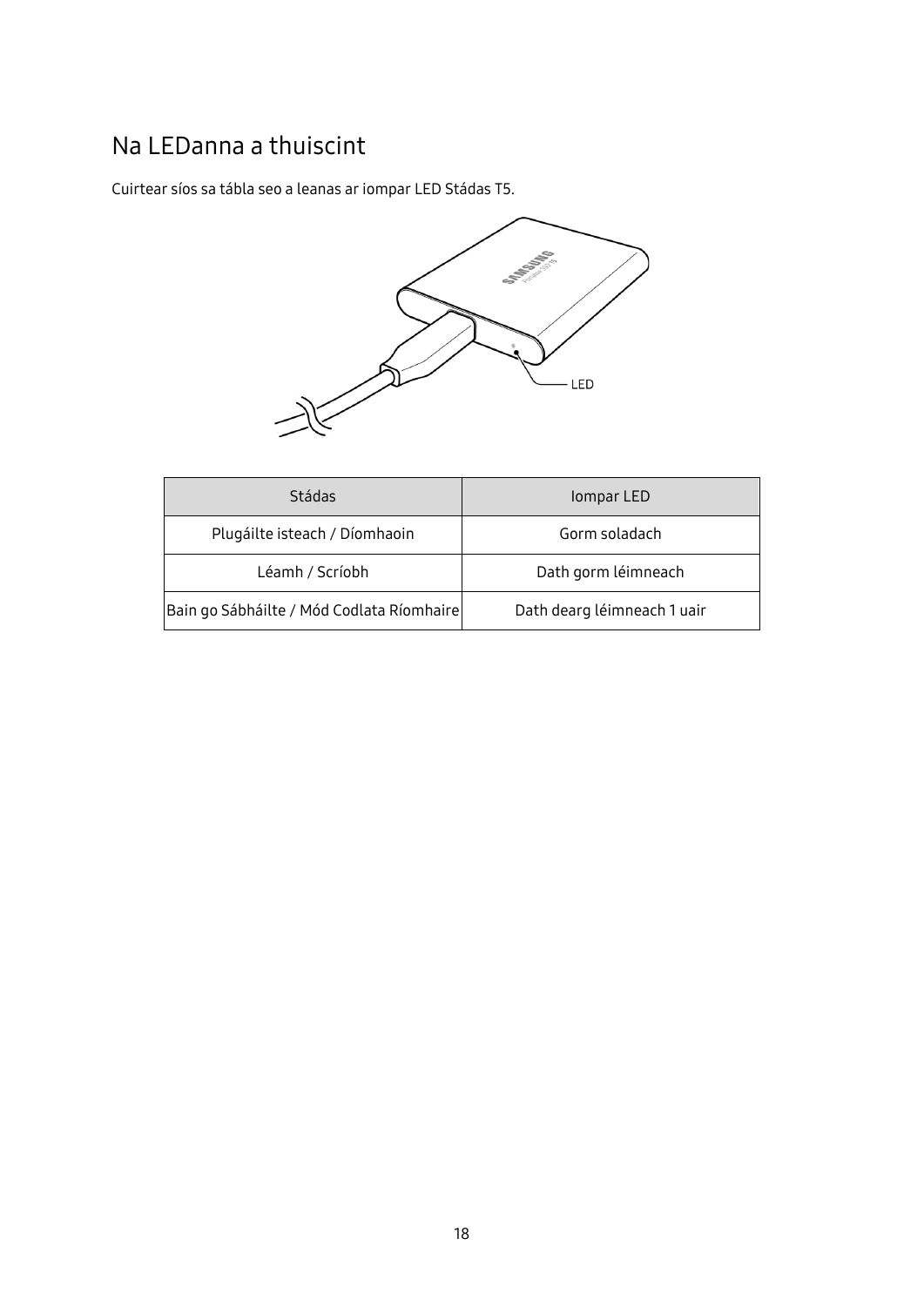# Na LEDanna a thuiscint

Cuirtear síos sa tábla seo a leanas ar iompar LED Stádas T5.

| Stádas | Iompar LED |
| --- | --- |
| Plugáilte isteach / Díomhaoin | Gorm soladach |
| Léamh / Scríobh | Dath gorm léimneach |
| Bain go Sábháilte / Mód Codlata Ríomhaire | Dath dearg léimneach 1 uair |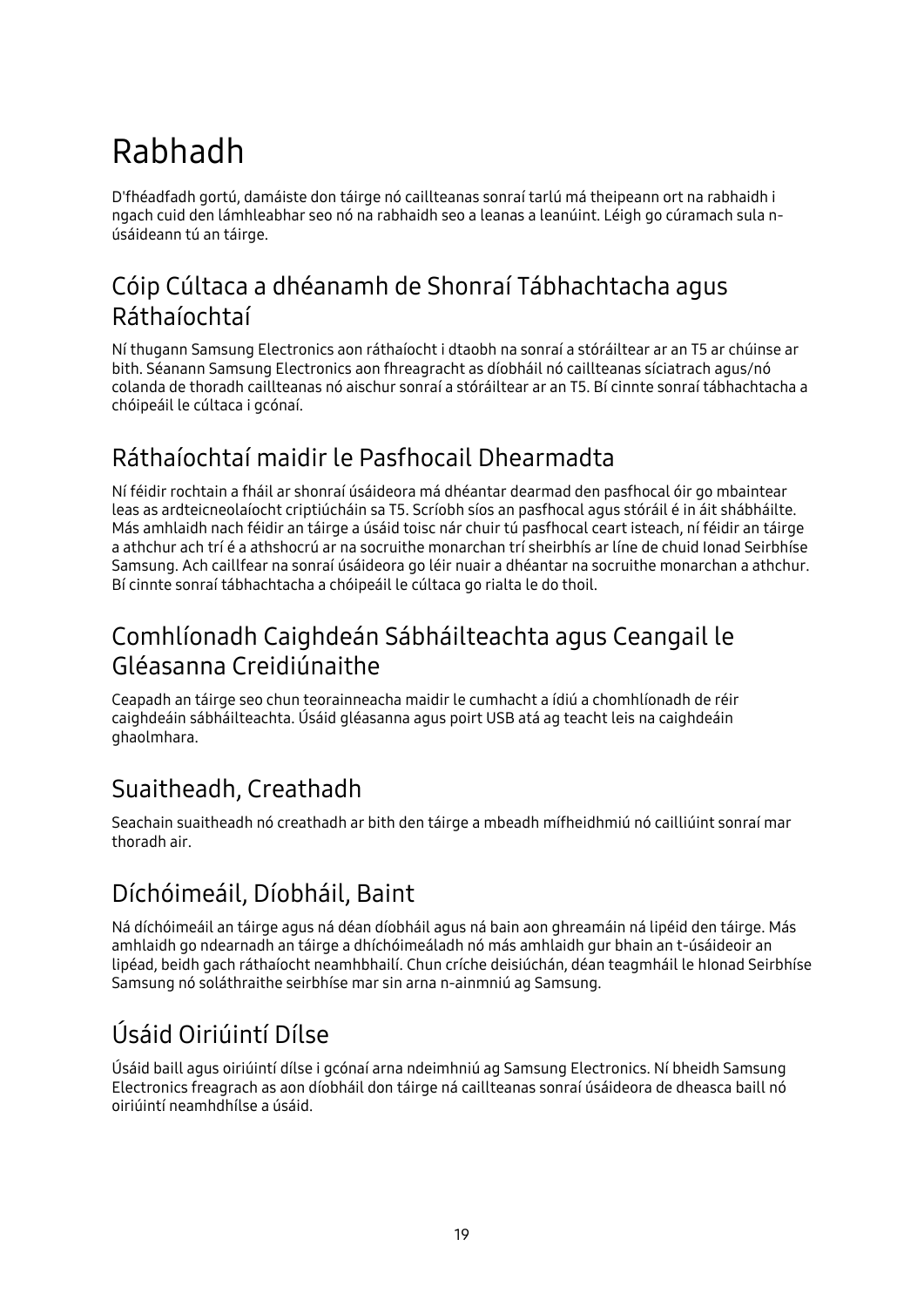# Rabhadh

D'fhéadfadh gortú, damáiste don táirge nó caillteanas sonraí tarlú má theipeann ort na rabhaidh i ngach cuid den lámhleabhar seo nó na rabhaidh seo a leanas a leanúint. Léigh go cúramach sula n-úsáideann tú an táirge.

## Cóip Cúltaca a dhéanamh de Shonraí Tábhachtacha agus Ráthaíochtaí

Ní thugann Samsung Electronics aon ráthaíocht i dtaobh na sonraí a stóráiltear ar an T5 ar chúinse ar bith. Séanann Samsung Electronics aon fhreagracht as díobháil nó caillteanas síciatrach agus/nó colanda de thoradh caillteanas nó aischur sonraí a stóráiltear ar an T5. Bí cinnte sonraí tábhachtacha a chóipeáil le cúltaca i gcónaí.

## Ráthaíochtaí maidir le Pasfhocail Dhearmadta

Ní féidir rochtain a fháil ar shonraí úsáideora má dhéantar dearmad den pasfhocal óir go mbaintear leas as ardteicneolaíocht criptiúcháin sa T5. Scríobh síos an pasfhocal agus stóráil é in áit shábháilte. Más amhlaidh nach féidir an táirge a úsáid toisc nár chuir tú pasfhocal ceart isteach, ní féidir an táirge a athchur ach trí é a athshocrú ar na socruithe monarchan trí sheirbhís ar líne de chuid Ionad Seirbhíse Samsung. Ach caillfear na sonraí úsáideora go léir nuair a dhéantar na socruithe monarchan a athchur. Bí cinnte sonraí tábhachtacha a chóipeáil le cúltaca go rialta le do thoil.

## Comhlíonadh Caighdeán Sábháilteachta agus Ceangail le Gléasanna Creidiúnaithe

Ceapadh an táirge seo chun teorainneacha maidir le cumhacht a ídiú a chomhlíonadh de réir caighdeáin sábháilteachta. Úsáid gléasanna agus poirt USB atá ag teacht leis na caighdeáin ghaolmhara.

## Suaitheadh, Creathadh

Seachain suaitheadh nó creathadh ar bith den táirge a mbeadh mífheidhmiú nó cailliúint sonraí mar thoradh air.

## Díchóimeáil, Díobháil, Baint

Ná díchóimeáil an táirge agus ná déan díobháil agus ná bain aon ghreamáin ná lipéid den táirge. Más amhlaidh go ndearnadh an táirge a dhíchóimeáladh nó más amhlaidh gur bhain an t-úsáideoir an lipéad, beidh gach ráthaíocht neamhbhailí. Chun críche deisiúchán, déan teagmháil le hIonad Seirbhíse Samsung nó soláthraithe seirbhíse mar sin arna n-ainmniú ag Samsung.

## Úsáid Oiriúintí Dílse

Úsáid baill agus oiriúintí dílse i gcónaí arna ndeimhniú ag Samsung Electronics. Ní bheidh Samsung Electronics freagrach as aon díobháil don táirge ná caillteanas sonraí úsáideora de dheasca baill nó oiriúintí neamhdhílse a úsáid.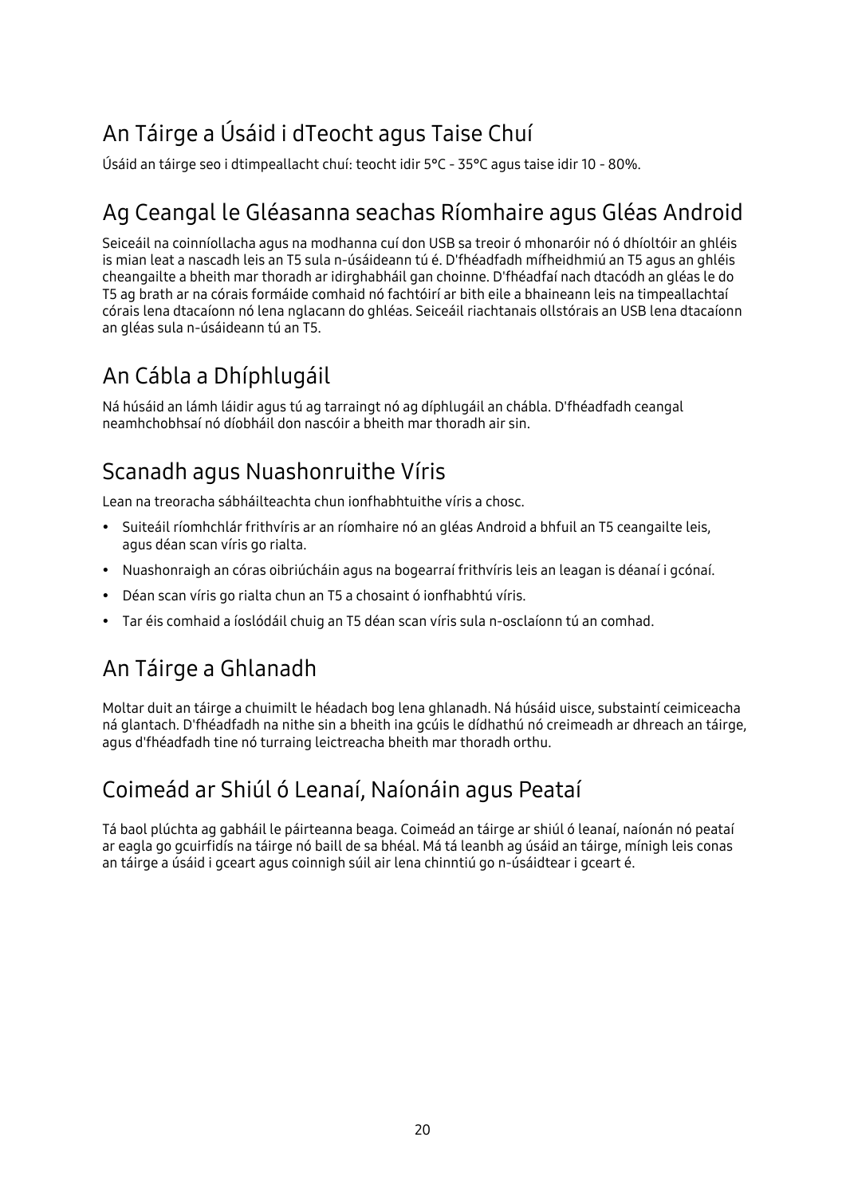## An Táirge a Úsáid i dTeocht agus Taise Chuí

Úsáid an táirge seo i dtimpeallacht chuí: teocht idir 5°C - 35°C agus taise idir 10 - 80%.

## Ag Ceangal le Gléasanna seachas Ríomhaire agus Gléas Android

Seiceáil na coinníollacha agus na modhanna cuí don USB sa treoir ó mhonaróir nó ó dhíoltóir an ghléis is mian leat a nascadh leis an T5 sula n-úsáideann tú é. D'fhéadfadh mífheidhmiú an T5 agus an ghléis cheangailte a bheith mar thoradh ar idirghabháil gan choinne. D'fhéadfaí nach dtacódh an gléas le do T5 ag brath ar na córais formáide comhaid nó fachtóirí ar bith eile a bhaineann leis na timpeallachtaí córais lena dtacaíonn nó lena nglacann do ghléas. Seiceáil riachtanais ollstórais an USB lena dtacaíonn an gléas sula n-úsáideann tú an T5.

## An Cábla a Dhíphlugáil

Ná húsáid an lámh láidir agus tú ag tarraingt nó ag díphlugáil an chábla. D'fhéadfadh ceangal neamhchobhsaí nó díobháil don nascóir a bheith mar thoradh air sin.

## Scanadh agus Nuashonruithe Víris

Lean na treoracha sábháilteachta chun ionfhabhtuithe víris a chosc.

- Suiteáil ríomhchlár frithvíris ar an ríomhaire nó an gléas Android a bhfuil an T5 ceangailte leis, agus déan scan víris go rialta.
- Nuashonraigh an córas oibriúcháin agus na bogearraí frithvíris leis an leagan is déanaí i gcónaí.
- Déan scan víris go rialta chun an T5 a chosaint ó ionfhabhtú víris.
- Tar éis comhaid a íoslódáil chuig an T5 déan scan víris sula n-osclaíonn tú an comhad.

## An Táirge a Ghlanadh

Moltar duit an táirge a chuimilt le héadach bog lena ghlanadh. Ná húsáid uisce, substaintí ceimiceacha ná glantach. D'fhéadfadh na nithe sin a bheith ina gcúis le dídhathú nó creimeadh ar dhreach an táirge, agus d'fhéadfadh tine nó turraing leictreacha bheith mar thoradh orthu.

## Coimeád ar Shiúl ó Leanaí, Naíonáin agus Peataí

Tá baol plúchta ag gabháil le páirteanna beaga. Coimeád an táirge ar shiúl ó leanaí, naíonán nó peataí ar eagla go gcuirfidís na táirge nó baill de sa bhéal. Má tá leanbh ag úsáid an táirge, mínigh leis conas an táirge a úsáid i gceart agus coinnigh súil air lena chinntiú go n-úsáidtear i gceart é.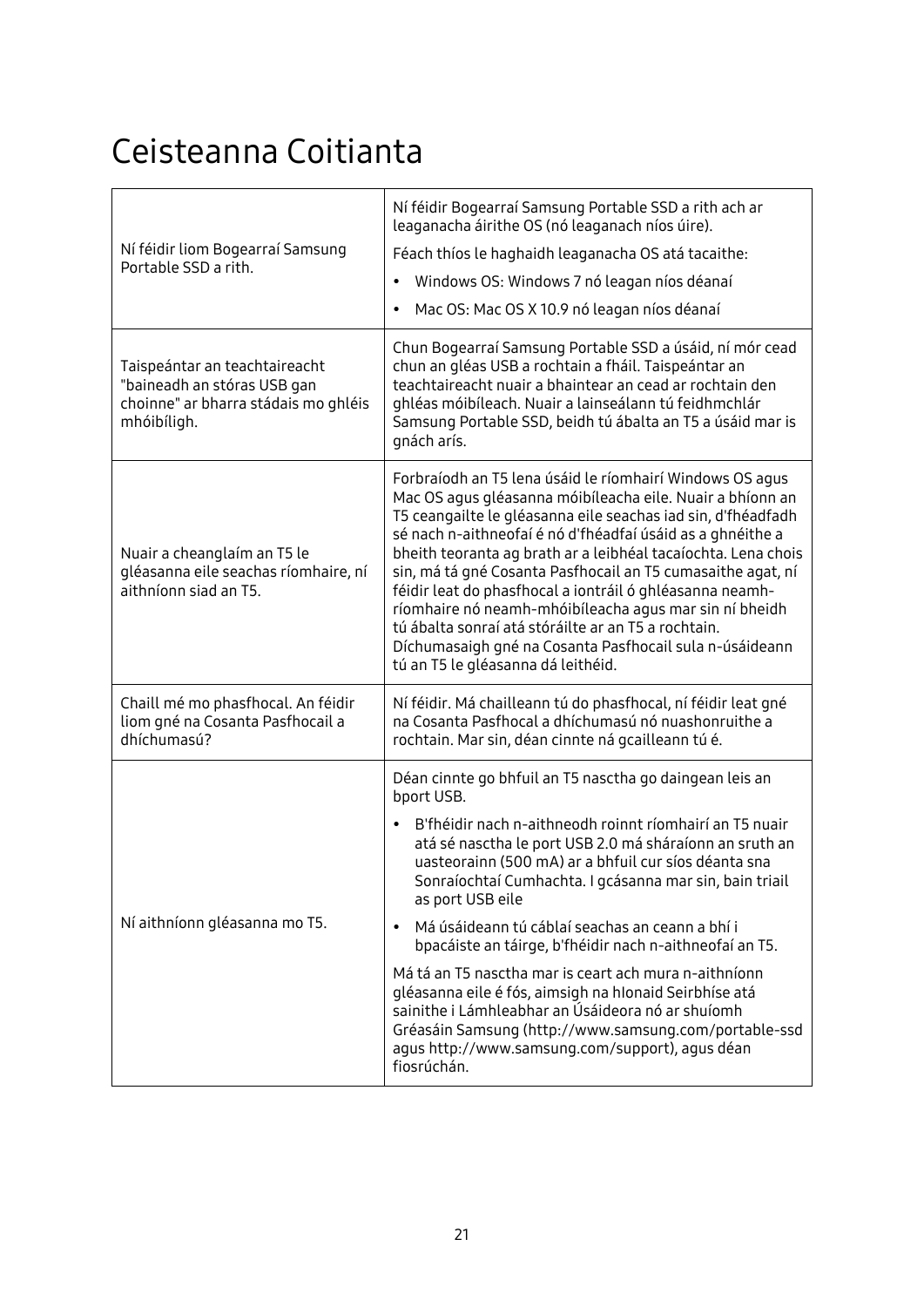# Ceisteanna Coitianta

| | |
|---|---|
| Ní féidir liom Bogearraí Samsung Portable SSD a rith. | Ní féidir Bogearraí Samsung Portable SSD a rith ach ar leaganacha áirithe OS (nó leaganach níos úire).<br>Féach thíos le haghaidh leaganacha OS atá tacaithe:<br>• Windows OS: Windows 7 nó leagan níos déanaí<br>• Mac OS: Mac OS X 10.9 nó leagan níos déanaí |
| Taispeántar an teachtaireacht "baineadh an stóras USB gan choinne" ar bharra stádais mo ghléis mhóibíligh. | Chun Bogearraí Samsung Portable SSD a úsáid, ní mór cead chun an gléas USB a rochtain a fháil. Taispeántar an teachtaireacht nuair a bhaintear an cead ar rochtain den ghléas móibíleach. Nuair a lainseálann tú feidhmchlár Samsung Portable SSD, beidh tú ábalta an T5 a úsáid mar is gnách arís. |
| Nuair a cheanglaím an T5 le gléasanna eile seachas ríomhaire, ní aithníonn siad an T5. | Forbraíodh an T5 lena úsáid le ríomhairí Windows OS agus Mac OS agus gléasanna móibíleacha eile. Nuair a bhíonn an T5 ceangailte le gléasanna eile seachas iad sin, d'fhéadfadh sé nach n-aithneofaí é nó d'fhéadfaí úsáid as a ghnéithe a bheith teoranta ag brath ar a leibhéal tacaíochta. Lena chois sin, má tá gné Cosanta Pasfhocail an T5 cumasaithe agat, ní féidir leat do phasfhocal a iontráil ó ghléasanna neamh-ríomhaire nó neamh-mhóibíleacha agus mar sin ní bheidh tú ábalta sonraí atá stóráilte ar an T5 a rochtain. Díchumasaigh gné na Cosanta Pasfhocail sula n-úsáideann tú an T5 le gléasanna dá leithéid. |
| Chaill mé mo phasfhocal. An féidir liom gné na Cosanta Pasfhocail a dhíchumasú? | Ní féidir. Má chailleann tú do phasfhocal, ní féidir leat gné na Cosanta Pasfhocal a dhíchumasú nó nuashonruithe a rochtain. Mar sin, déan cinnte ná gcailleann tú é. |
| Ní aithníonn gléasanna mo T5. | Déan cinnte go bhfuil an T5 nasctha go daingean leis an bport USB.<br>• B'fhéidir nach n-aithneodh roinnt ríomhairí an T5 nuair atá sé nasctha le port USB 2.0 má sháraíonn an sruth an uasteorainn (500 mA) ar a bhfuil cur síos déanta sna Sonraíochtaí Cumhachta. I gcásanna mar sin, bain triail as port USB eile<br>• Má úsáideann tú cáblaí seachas an ceann a bhí i bpacáiste an táirge, b'fhéidir nach n-aithneofaí an T5.<br>Má tá an T5 nasctha mar is ceart ach mura n-aithníonn gléasanna eile é fós, aimsigh na hIonaid Seirbhíse atá sainithe i Lámhleabhar an Úsáideora nó ar shuíomh Gréasáin Samsung (http://www.samsung.com/portable-ssd agus http://www.samsung.com/support), agus déan fiosrúchán. |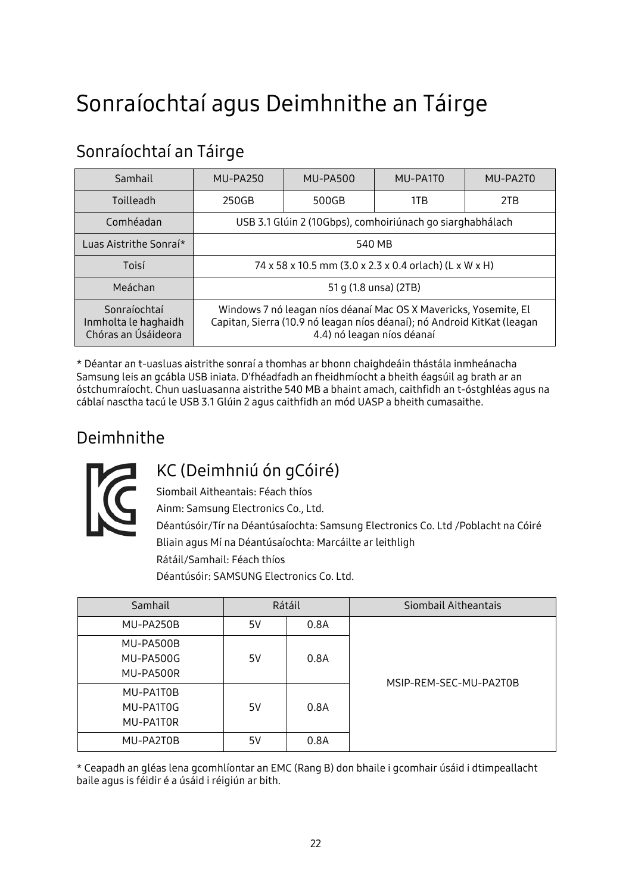# Sonraíochtaí agus Deimhnithe an Táirge

## Sonraíochtaí an Táirge

| Samhail | MU-PA250 | MU-PA500 | MU-PA1T0 | MU-PA2T0 |
|---|---|---|---|---|
| Toilleadh | 250GB | 500GB | 1TB | 2TB |
| Comhéadan | USB 3.1 Glúin 2 (10Gbps), comhoiriúnach go siarghabhálach | | | |
| Luas Aistrithe Sonraí* | 540 MB | | | |
| Toisí | 74 x 58 x 10.5 mm (3.0 x 2.3 x 0.4 orlach) (L x W x H) | | | |
| Meáchan | 51 g (1.8 unsa) (2TB) | | | |
| Sonraíochtaí Inmholta le haghaidh Chóras an Úsáideora | Windows 7 nó leagan níos déanaí Mac OS X Mavericks, Yosemite, El Capitan, Sierra (10.9 nó leagan níos déanaí); nó Android KitKat (leagan 4.4) nó leagan níos déanaí | | | |

* Déantar an t-uasluas aistrithe sonraí a thomhas ar bhonn chaighdeáin thástála inmheánacha Samsung leis an gcábla USB iniata. D'fhéadfadh an fheidhmíocht a bheith éagsúil ag brath ar an óstchumraíocht. Chun uasluasanna aistrithe 540 MB a bhaint amach, caithfidh an t-óstghléas agus na cáblaí nasctha tacú le USB 3.1 Glúin 2 agus caithfidh an mód UASP a bheith cumasaithe.

## Deimhnithe

### KC (Deimhniú ón gCóiré)

Siombail Aitheantais: Féach thíos

Ainm: Samsung Electronics Co., Ltd.

Déantúsóir/Tír na Déantúsaíochta: Samsung Electronics Co. Ltd /Poblacht na Cóiré

Bliain agus Mí na Déantúsaíochta: Marcáilte ar leithligh

Rátáil/Samhail: Féach thíos

Déantúsóir: SAMSUNG Electronics Co. Ltd.

| Samhail | Rátáil | | Siombail Aitheantais |
|---|---|---|---|
| MU-PA250B | 5V | 0.8A | MSIP-REM-SEC-MU-PA2T0B |
| MU-PA500B<br>MU-PA500G<br>MU-PA500R | 5V | 0.8A | |
| MU-PA1T0B<br>MU-PA1T0G<br>MU-PA1T0R | 5V | 0.8A | |
| MU-PA2T0B | 5V | 0.8A | |

* Ceapadh an gléas lena gcomhlíontar an EMC (Rang B) don bhaile i gcomhair úsáid i dtimpeallacht baile agus is féidir é a úsáid i réigiún ar bith.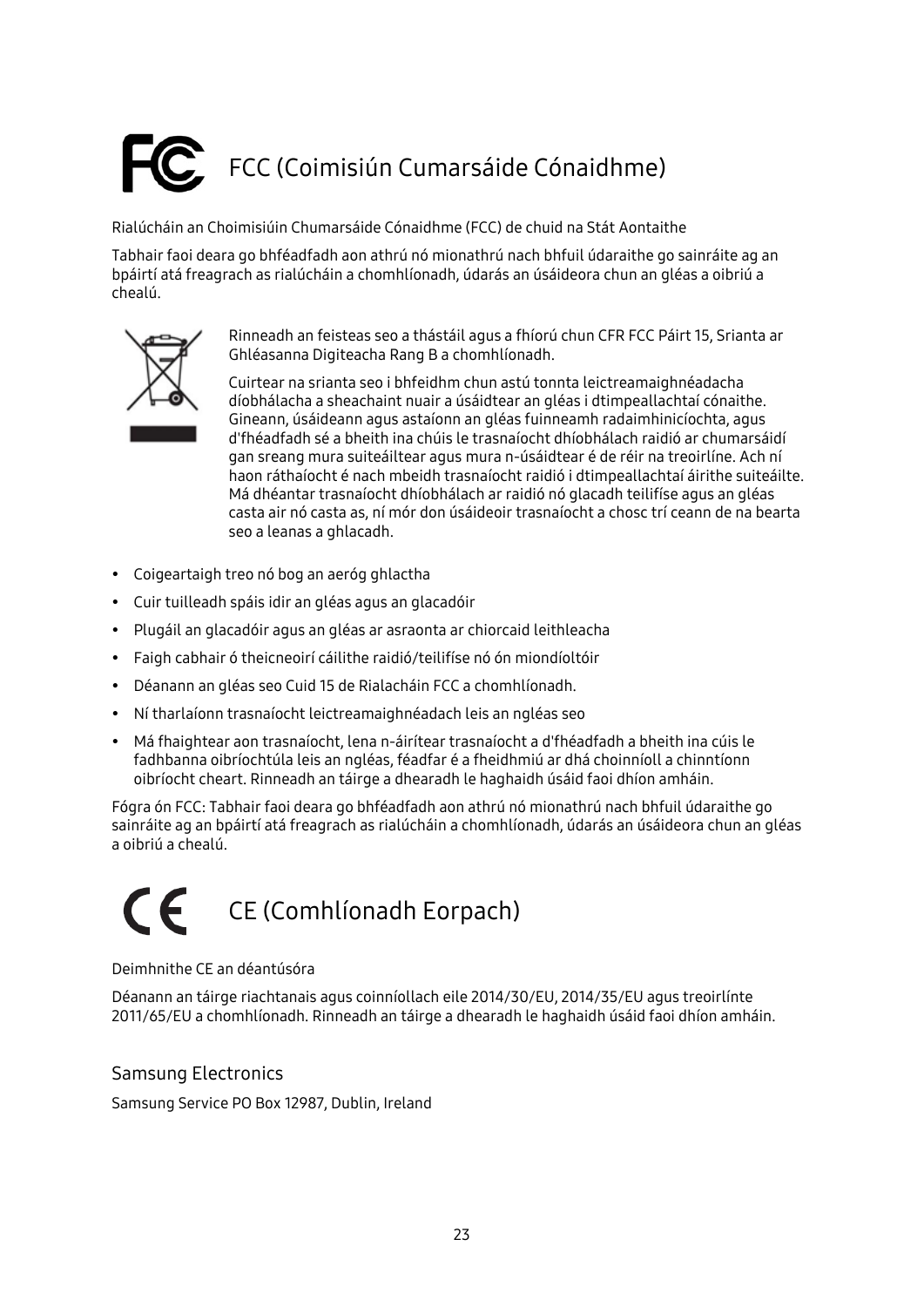# FCC (Coimisiún Cumarsáide Cónaidhme)

Rialúcháin an Choimisiúin Chumarsáide Cónaidhme (FCC) de chuid na Stát Aontaithe

Tabhair faoi deara go bhféadfadh aon athrú nó mionathrú nach bhfuil údaraithe go sainráite ag an bpáirtí atá freagrach as rialúcháin a chomhlíonadh, údarás an úsáideora chun an gléas a oibriú a chealú.

Rinneadh an feisteas seo a thástáil agus a fhíorú chun CFR FCC Páirt 15, Srianta ar Ghléasanna Digiteacha Rang B a chomhlíonadh.

Cuirtear na srianta seo i bhfeidhm chun astú tonnta leictreamaighnéadacha díobhálacha a sheachaint nuair a úsáidtear an gléas i dtimpeallachtaí cónaithe. Gineann, úsáideann agus astaíonn an gléas fuinneamh radaimhinicíochta, agus d'fhéadfadh sé a bheith ina chúis le trasnaíocht dhíobhálach raidió ar chumarsáidí gan sreang mura suiteáiltear agus mura n-úsáidtear é de réir na treoirlíne. Ach ní haon ráthaíocht é nach mbeidh trasnaíocht raidió i dtimpeallachtaí áirithe suiteáilte. Má dhéantar trasnaíocht dhíobhálach ar raidió nó glacadh teilifíse agus an gléas casta air nó casta as, ní mór don úsáideoir trasnaíocht a chosc trí ceann de na bearta seo a leanas a ghlacadh.

- Coigeartaigh treo nó bog an aeróg ghlactha
- Cuir tuilleadh spáis idir an gléas agus an glacadóir
- Plugáil an glacadóir agus an gléas ar asraonta ar chiorcaid leithleacha
- Faigh cabhair ó theicneoirí cáilithe raidió/teilifíse nó ón miondíoltóir
- Déanann an gléas seo Cuid 15 de Rialacháin FCC a chomhlíonadh.
- Ní tharlaíonn trasnaíocht leictreamaighnéadach leis an ngléas seo
- Má fhaightear aon trasnaíocht, lena n-áirítear trasnaíocht a d'fhéadfadh a bheith ina cúis le fadhbanna oibríochtúla leis an ngléas, féadfar é a fheidhmiú ar dhá choinníoll a chinntíonn oibríocht cheart. Rinneadh an táirge a dhearadh le haghaidh úsáid faoi dhíon amháin.

Fógra ón FCC: Tabhair faoi deara go bhféadfadh aon athrú nó mionathrú nach bhfuil údaraithe go sainráite ag an bpáirtí atá freagrach as rialúcháin a chomhlíonadh, údarás an úsáideora chun an gléas a oibriú a chealú.

# CE (Comhlíonadh Eorpach)

Deimhnithe CE an déantúsóra

Déanann an táirge riachtanais agus coinníollach eile 2014/30/EU, 2014/35/EU agus treoirlínte 2011/65/EU a chomhlíonadh. Rinneadh an táirge a dhearadh le haghaidh úsáid faoi dhíon amháin.

## Samsung Electronics

Samsung Service PO Box 12987, Dublin, Ireland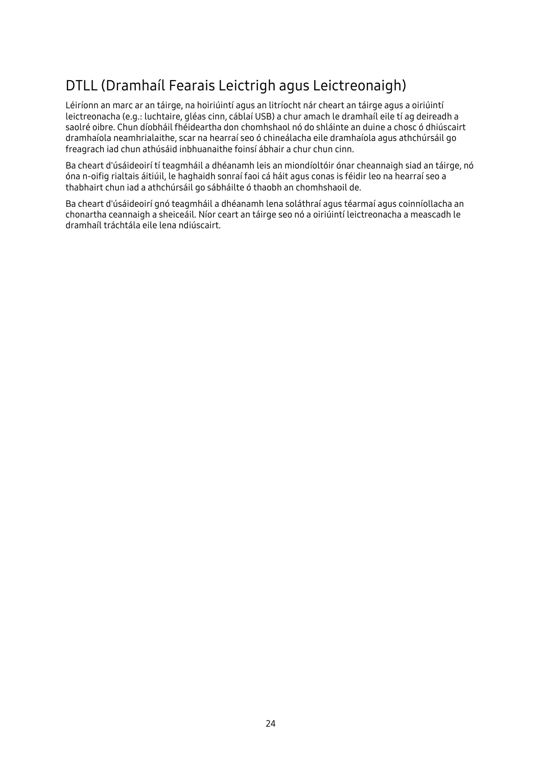# DTLL (Dramhaíl Fearais Leictrigh agus Leictreonaigh)

Léiríonn an marc ar an táirge, na hoiriúintí agus an litríocht nár cheart an táirge agus a oiriúintí leictreonacha (e.g.: luchtaire, gléas cinn, cáblaí USB) a chur amach le dramhaíl eile tí ag deireadh a saolré oibre. Chun díobháil fhéideartha don chomhshaol nó do shláinte an duine a chosc ó dhiúscairt dramhaíola neamhrialaithe, scar na hearraí seo ó chineálacha eile dramhaíola agus athchúrsáil go freagrach iad chun athúsáid inbhuanaithe foinsí ábhair a chur chun cinn.

Ba cheart d'úsáideoirí tí teagmháil a dhéanamh leis an miondíoltóir ónar cheannaigh siad an táirge, nó óna n-oifig rialtais áitiúil, le haghaidh sonraí faoi cá háit agus conas is féidir leo na hearraí seo a thabhairt chun iad a athchúrsáil go sábháilte ó thaobh an chomhshaoil de.

Ba cheart d'úsáideoirí gnó teagmháil a dhéanamh lena soláthraí agus téarmaí agus coinníollacha an chonartha ceannaigh a sheiceáil. Níor cheart an táirge seo nó a oiriúintí leictreonacha a meascadh le dramhaíl tráchtála eile lena ndiúscairt.